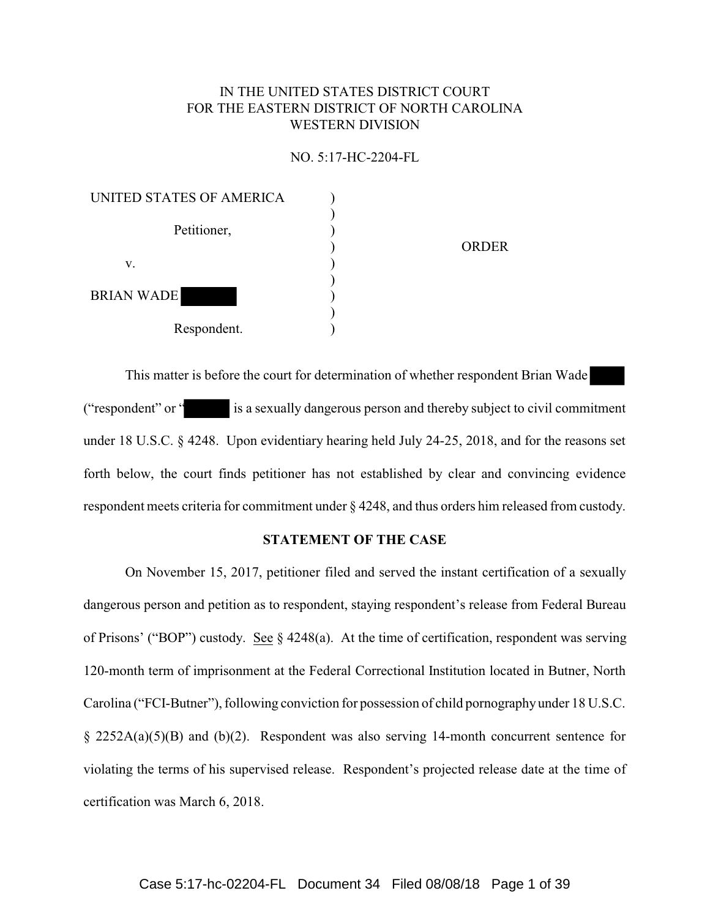IN THE UNITED STATES DISTRICT COURT
FOR THE EASTERN DISTRICT OF NORTH CAROLINA
WESTERN DIVISION

NO. 5:17-HC-2204-FL

| | | |
|---|---|---|
| UNITED STATES OF AMERICA | ) | |
| Petitioner, | ) | |
| v. | ) | ORDER |
| BRIAN WADE [REDACTED] | ) | |
| Respondent. | ) | |

This matter is before the court for determination of whether respondent Brian Wade [REDACTED] ("respondent" or "[REDACTED] is a sexually dangerous person and thereby subject to civil commitment under 18 U.S.C. § 4248. Upon evidentiary hearing held July 24-25, 2018, and for the reasons set forth below, the court finds petitioner has not established by clear and convincing evidence respondent meets criteria for commitment under § 4248, and thus orders him released from custody.

## STATEMENT OF THE CASE

On November 15, 2017, petitioner filed and served the instant certification of a sexually dangerous person and petition as to respondent, staying respondent's release from Federal Bureau of Prisons' ("BOP") custody. See § 4248(a). At the time of certification, respondent was serving 120-month term of imprisonment at the Federal Correctional Institution located in Butner, North Carolina ("FCI-Butner"), following conviction for possession of child pornography under 18 U.S.C. § 2252A(a)(5)(B) and (b)(2). Respondent was also serving 14-month concurrent sentence for violating the terms of his supervised release. Respondent's projected release date at the time of certification was March 6, 2018.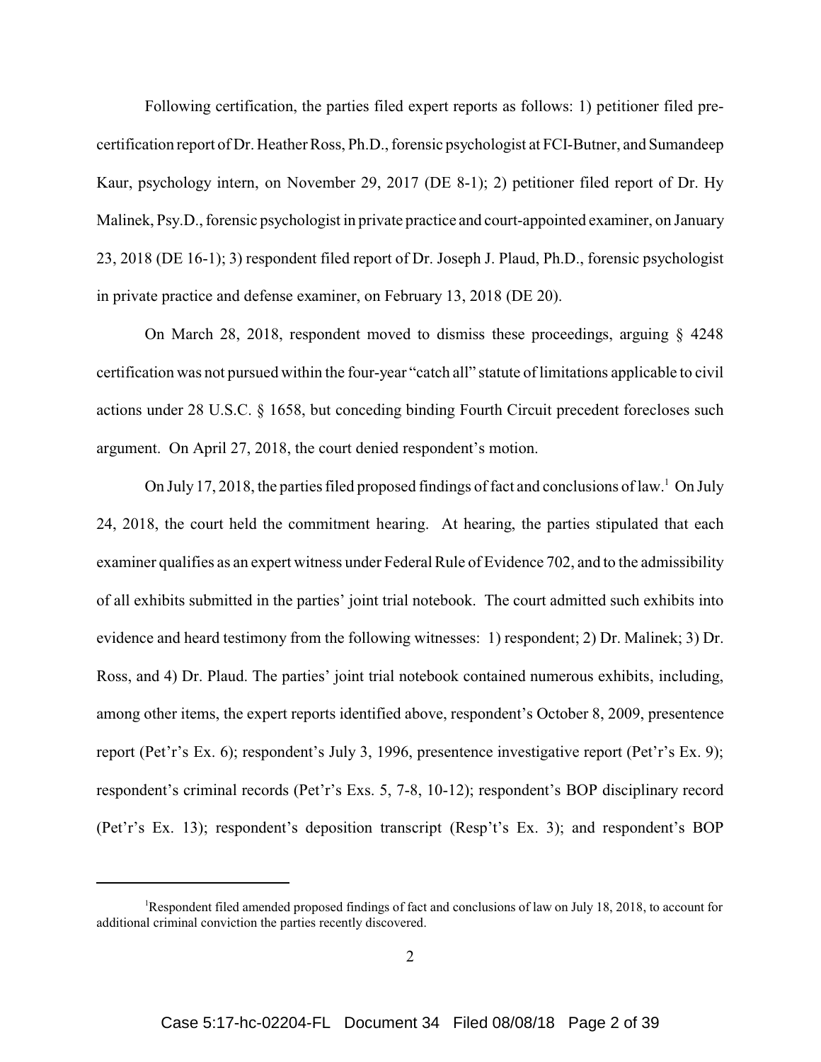Following certification, the parties filed expert reports as follows: 1) petitioner filed pre-certification report of Dr. Heather Ross, Ph.D., forensic psychologist at FCI-Butner, and Sumandeep Kaur, psychology intern, on November 29, 2017 (DE 8-1); 2) petitioner filed report of Dr. Hy Malinek, Psy.D., forensic psychologist in private practice and court-appointed examiner, on January 23, 2018 (DE 16-1); 3) respondent filed report of Dr. Joseph J. Plaud, Ph.D., forensic psychologist in private practice and defense examiner, on February 13, 2018 (DE 20).

On March 28, 2018, respondent moved to dismiss these proceedings, arguing § 4248 certification was not pursued within the four-year "catch all" statute of limitations applicable to civil actions under 28 U.S.C. § 1658, but conceding binding Fourth Circuit precedent forecloses such argument. On April 27, 2018, the court denied respondent's motion.

On July 17, 2018, the parties filed proposed findings of fact and conclusions of law.[1] On July 24, 2018, the court held the commitment hearing. At hearing, the parties stipulated that each examiner qualifies as an expert witness under Federal Rule of Evidence 702, and to the admissibility of all exhibits submitted in the parties' joint trial notebook. The court admitted such exhibits into evidence and heard testimony from the following witnesses: 1) respondent; 2) Dr. Malinek; 3) Dr. Ross, and 4) Dr. Plaud. The parties' joint trial notebook contained numerous exhibits, including, among other items, the expert reports identified above, respondent's October 8, 2009, presentence report (Pet'r's Ex. 6); respondent's July 3, 1996, presentence investigative report (Pet'r's Ex. 9); respondent's criminal records (Pet'r's Exs. 5, 7-8, 10-12); respondent's BOP disciplinary record (Pet'r's Ex. 13); respondent's deposition transcript (Resp't's Ex. 3); and respondent's BOP

[1] Respondent filed amended proposed findings of fact and conclusions of law on July 18, 2018, to account for additional criminal conviction the parties recently discovered.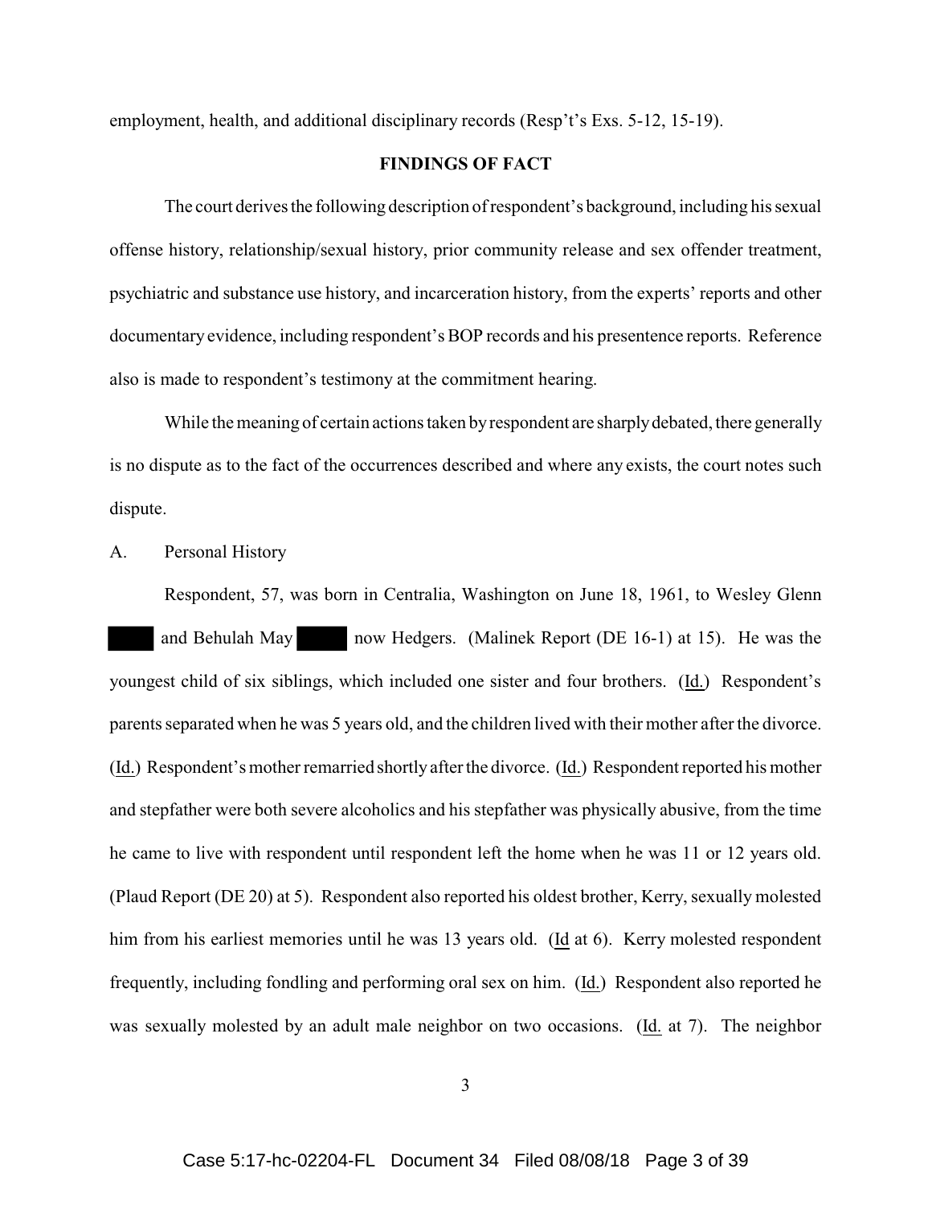employment, health, and additional disciplinary records (Resp't's Exs. 5-12, 15-19).

**FINDINGS OF FACT**

The court derives the following description of respondent's background, including his sexual offense history, relationship/sexual history, prior community release and sex offender treatment, psychiatric and substance use history, and incarceration history, from the experts' reports and other documentary evidence, including respondent's BOP records and his presentence reports. Reference also is made to respondent's testimony at the commitment hearing.

While the meaning of certain actions taken by respondent are sharply debated, there generally is no dispute as to the fact of the occurrences described and where any exists, the court notes such dispute.

A. Personal History

Respondent, 57, was born in Centralia, Washington on June 18, 1961, to Wesley Glenn ████ and Behulah May ████ now Hedgers. (Malinek Report (DE 16-1) at 15). He was the youngest child of six siblings, which included one sister and four brothers. (Id.) Respondent's parents separated when he was 5 years old, and the children lived with their mother after the divorce. (Id.) Respondent's mother remarried shortly after the divorce. (Id.) Respondent reported his mother and stepfather were both severe alcoholics and his stepfather was physically abusive, from the time he came to live with respondent until respondent left the home when he was 11 or 12 years old. (Plaud Report (DE 20) at 5). Respondent also reported his oldest brother, Kerry, sexually molested him from his earliest memories until he was 13 years old. (Id at 6). Kerry molested respondent frequently, including fondling and performing oral sex on him. (Id.) Respondent also reported he was sexually molested by an adult male neighbor on two occasions. (Id. at 7). The neighbor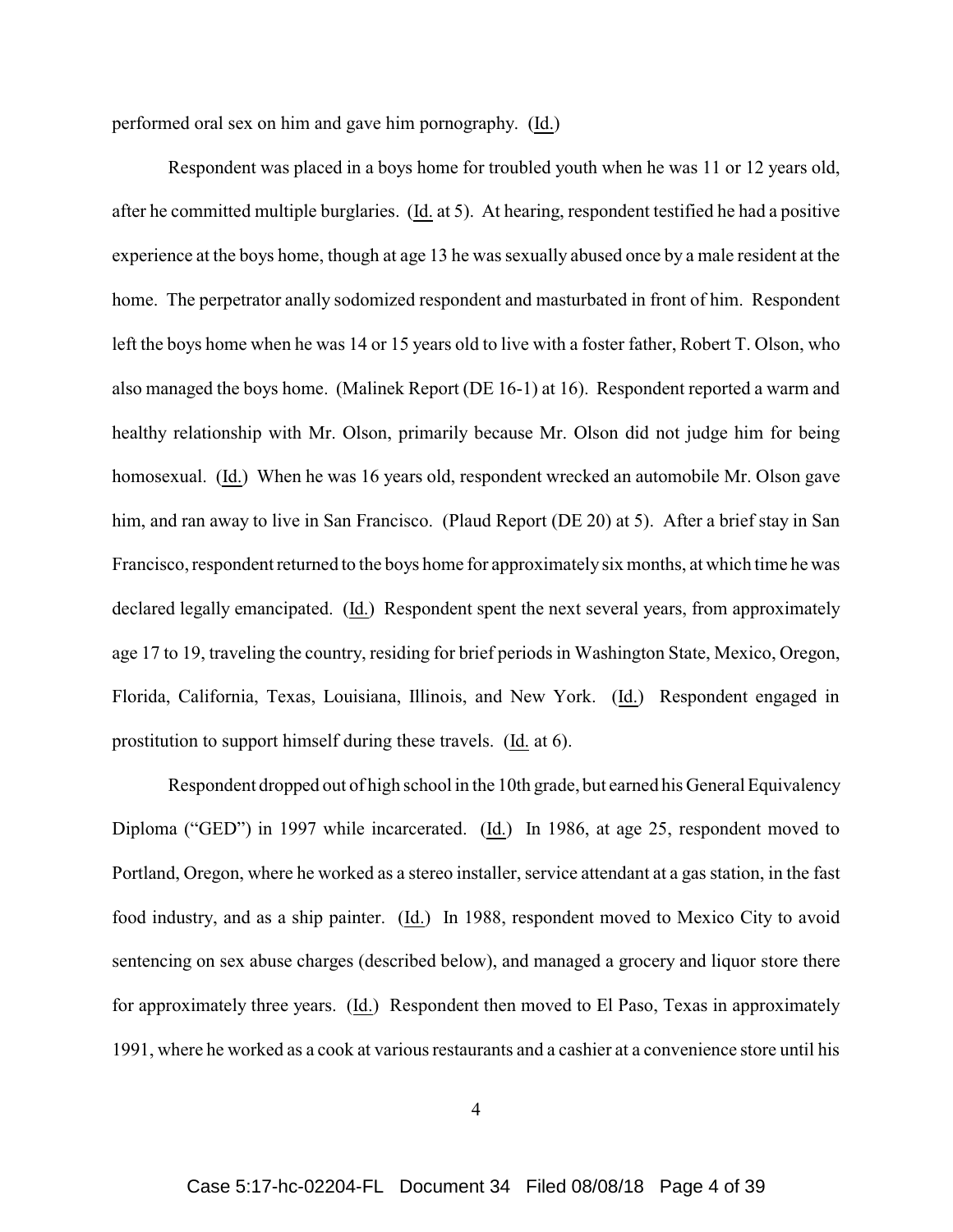performed oral sex on him and gave him pornography. (Id.)

Respondent was placed in a boys home for troubled youth when he was 11 or 12 years old, after he committed multiple burglaries. (Id. at 5). At hearing, respondent testified he had a positive experience at the boys home, though at age 13 he was sexually abused once by a male resident at the home. The perpetrator anally sodomized respondent and masturbated in front of him. Respondent left the boys home when he was 14 or 15 years old to live with a foster father, Robert T. Olson, who also managed the boys home. (Malinek Report (DE 16-1) at 16). Respondent reported a warm and healthy relationship with Mr. Olson, primarily because Mr. Olson did not judge him for being homosexual. (Id.) When he was 16 years old, respondent wrecked an automobile Mr. Olson gave him, and ran away to live in San Francisco. (Plaud Report (DE 20) at 5). After a brief stay in San Francisco, respondent returned to the boys home for approximately six months, at which time he was declared legally emancipated. (Id.) Respondent spent the next several years, from approximately age 17 to 19, traveling the country, residing for brief periods in Washington State, Mexico, Oregon, Florida, California, Texas, Louisiana, Illinois, and New York. (Id.) Respondent engaged in prostitution to support himself during these travels. (Id. at 6).

Respondent dropped out of high school in the 10th grade, but earned his General Equivalency Diploma ("GED") in 1997 while incarcerated. (Id.) In 1986, at age 25, respondent moved to Portland, Oregon, where he worked as a stereo installer, service attendant at a gas station, in the fast food industry, and as a ship painter. (Id.) In 1988, respondent moved to Mexico City to avoid sentencing on sex abuse charges (described below), and managed a grocery and liquor store there for approximately three years. (Id.) Respondent then moved to El Paso, Texas in approximately 1991, where he worked as a cook at various restaurants and a cashier at a convenience store until his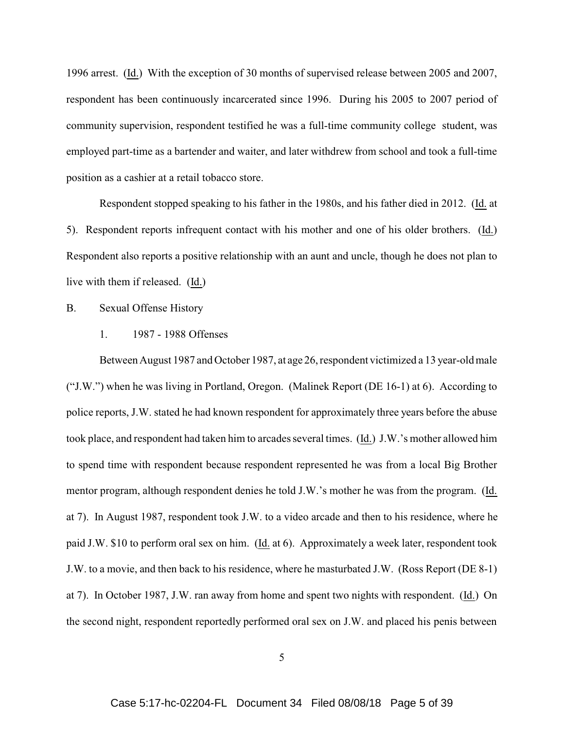1996 arrest. (Id.) With the exception of 30 months of supervised release between 2005 and 2007, respondent has been continuously incarcerated since 1996. During his 2005 to 2007 period of community supervision, respondent testified he was a full-time community college student, was employed part-time as a bartender and waiter, and later withdrew from school and took a full-time position as a cashier at a retail tobacco store.

Respondent stopped speaking to his father in the 1980s, and his father died in 2012. (Id. at 5). Respondent reports infrequent contact with his mother and one of his older brothers. (Id.) Respondent also reports a positive relationship with an aunt and uncle, though he does not plan to live with them if released. (Id.)

B. Sexual Offense History

1. 1987 - 1988 Offenses

Between August 1987 and October 1987, at age 26, respondent victimized a 13 year-old male ("J.W.") when he was living in Portland, Oregon. (Malinek Report (DE 16-1) at 6). According to police reports, J.W. stated he had known respondent for approximately three years before the abuse took place, and respondent had taken him to arcades several times. (Id.) J.W.'s mother allowed him to spend time with respondent because respondent represented he was from a local Big Brother mentor program, although respondent denies he told J.W.'s mother he was from the program. (Id. at 7). In August 1987, respondent took J.W. to a video arcade and then to his residence, where he paid J.W. $10 to perform oral sex on him. (Id. at 6). Approximately a week later, respondent took J.W. to a movie, and then back to his residence, where he masturbated J.W. (Ross Report (DE 8-1) at 7). In October 1987, J.W. ran away from home and spent two nights with respondent. (Id.) On the second night, respondent reportedly performed oral sex on J.W. and placed his penis between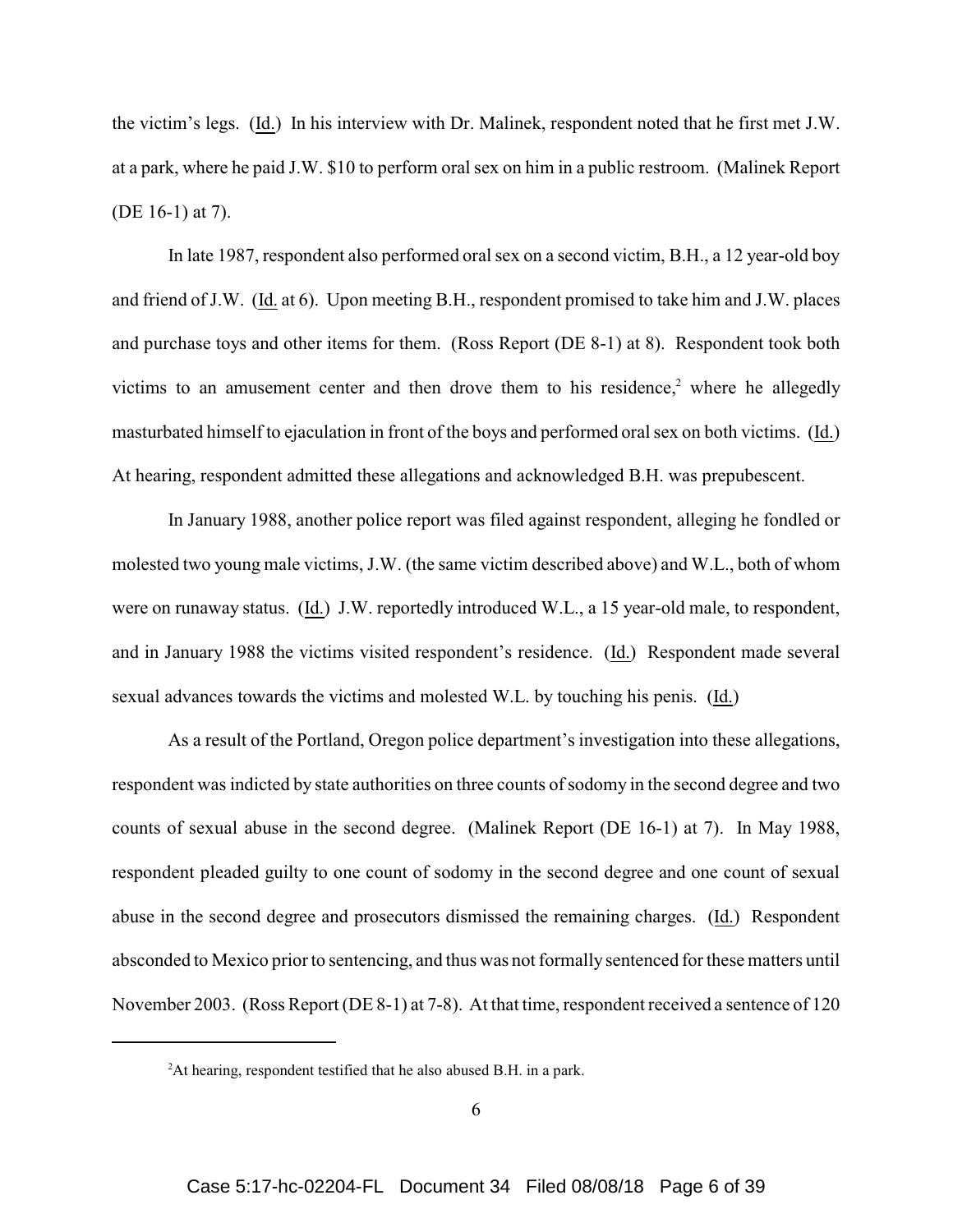the victim's legs. (Id.) In his interview with Dr. Malinek, respondent noted that he first met J.W. at a park, where he paid J.W. $10 to perform oral sex on him in a public restroom. (Malinek Report (DE 16-1) at 7).

In late 1987, respondent also performed oral sex on a second victim, B.H., a 12 year-old boy and friend of J.W. (Id. at 6). Upon meeting B.H., respondent promised to take him and J.W. places and purchase toys and other items for them. (Ross Report (DE 8-1) at 8). Respondent took both victims to an amusement center and then drove them to his residence,[2] where he allegedly masturbated himself to ejaculation in front of the boys and performed oral sex on both victims. (Id.) At hearing, respondent admitted these allegations and acknowledged B.H. was prepubescent.

In January 1988, another police report was filed against respondent, alleging he fondled or molested two young male victims, J.W. (the same victim described above) and W.L., both of whom were on runaway status. (Id.) J.W. reportedly introduced W.L., a 15 year-old male, to respondent, and in January 1988 the victims visited respondent's residence. (Id.) Respondent made several sexual advances towards the victims and molested W.L. by touching his penis. (Id.)

As a result of the Portland, Oregon police department's investigation into these allegations, respondent was indicted by state authorities on three counts of sodomy in the second degree and two counts of sexual abuse in the second degree. (Malinek Report (DE 16-1) at 7). In May 1988, respondent pleaded guilty to one count of sodomy in the second degree and one count of sexual abuse in the second degree and prosecutors dismissed the remaining charges. (Id.) Respondent absconded to Mexico prior to sentencing, and thus was not formally sentenced for these matters until November 2003. (Ross Report (DE 8-1) at 7-8). At that time, respondent received a sentence of 120

---

[2] At hearing, respondent testified that he also abused B.H. in a park.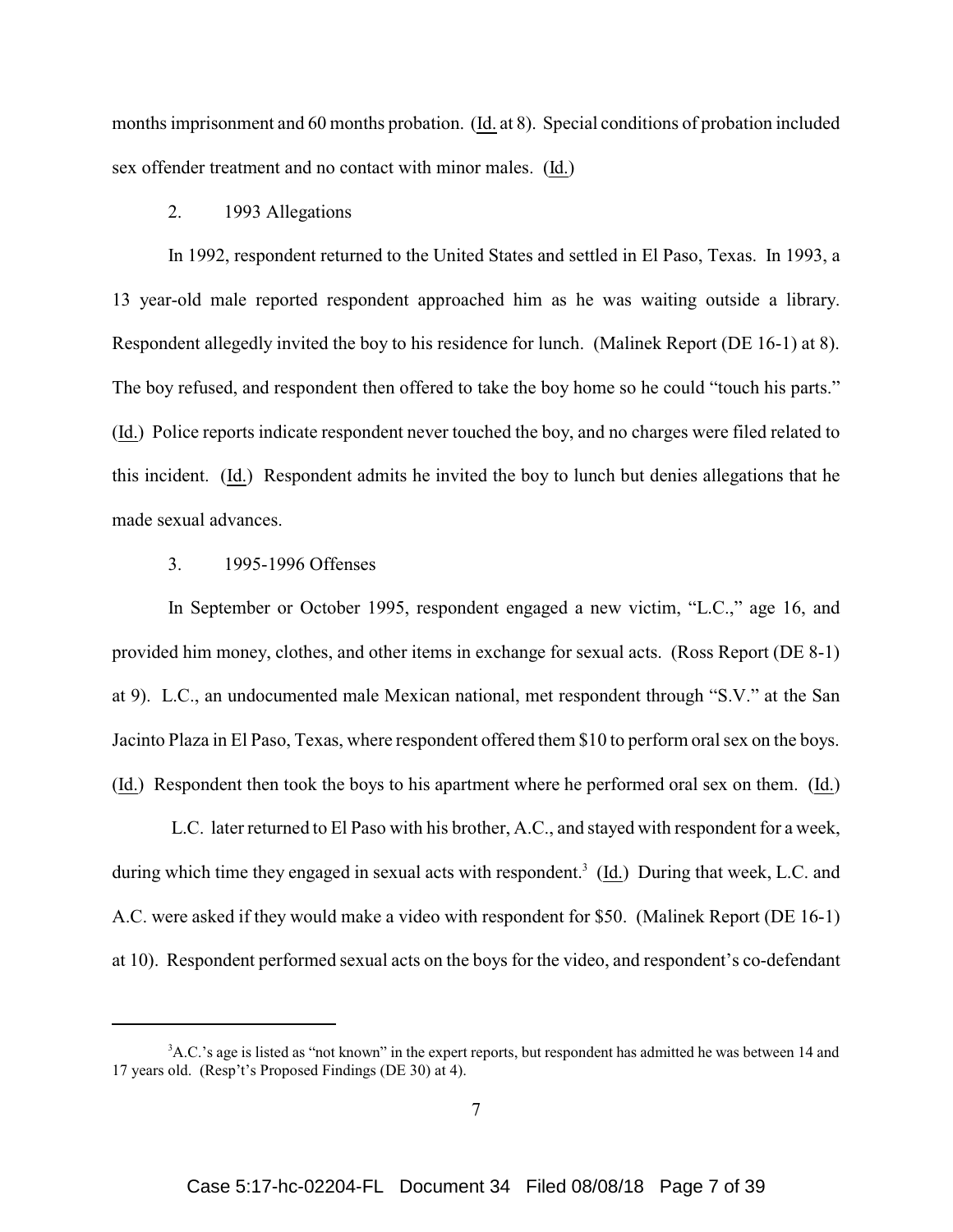months imprisonment and 60 months probation. (Id. at 8). Special conditions of probation included sex offender treatment and no contact with minor males. (Id.)

2. 1993 Allegations

In 1992, respondent returned to the United States and settled in El Paso, Texas. In 1993, a 13 year-old male reported respondent approached him as he was waiting outside a library. Respondent allegedly invited the boy to his residence for lunch. (Malinek Report (DE 16-1) at 8). The boy refused, and respondent then offered to take the boy home so he could "touch his parts." (Id.) Police reports indicate respondent never touched the boy, and no charges were filed related to this incident. (Id.) Respondent admits he invited the boy to lunch but denies allegations that he made sexual advances.

3. 1995-1996 Offenses

In September or October 1995, respondent engaged a new victim, "L.C.," age 16, and provided him money, clothes, and other items in exchange for sexual acts. (Ross Report (DE 8-1) at 9). L.C., an undocumented male Mexican national, met respondent through "S.V." at the San Jacinto Plaza in El Paso, Texas, where respondent offered them $10 to perform oral sex on the boys. (Id.) Respondent then took the boys to his apartment where he performed oral sex on them. (Id.)

L.C. later returned to El Paso with his brother, A.C., and stayed with respondent for a week, during which time they engaged in sexual acts with respondent.[3] (Id.) During that week, L.C. and A.C. were asked if they would make a video with respondent for $50. (Malinek Report (DE 16-1) at 10). Respondent performed sexual acts on the boys for the video, and respondent's co-defendant

[3] A.C.'s age is listed as "not known" in the expert reports, but respondent has admitted he was between 14 and 17 years old. (Resp't's Proposed Findings (DE 30) at 4).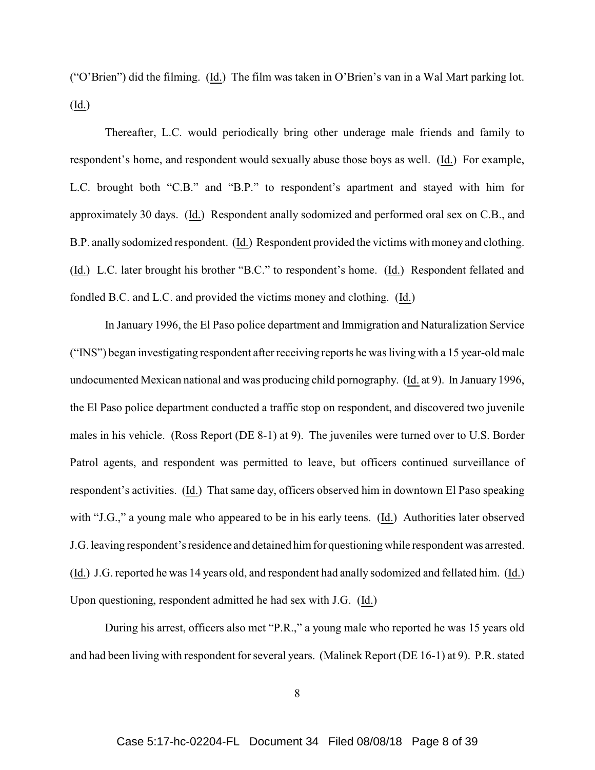("O'Brien") did the filming. (Id.) The film was taken in O'Brien's van in a Wal Mart parking lot. (Id.)

Thereafter, L.C. would periodically bring other underage male friends and family to respondent's home, and respondent would sexually abuse those boys as well. (Id.) For example, L.C. brought both "C.B." and "B.P." to respondent's apartment and stayed with him for approximately 30 days. (Id.) Respondent anally sodomized and performed oral sex on C.B., and B.P. anally sodomized respondent. (Id.) Respondent provided the victims with money and clothing. (Id.) L.C. later brought his brother "B.C." to respondent's home. (Id.) Respondent fellated and fondled B.C. and L.C. and provided the victims money and clothing. (Id.)

In January 1996, the El Paso police department and Immigration and Naturalization Service ("INS") began investigating respondent after receiving reports he was living with a 15 year-old male undocumented Mexican national and was producing child pornography. (Id. at 9). In January 1996, the El Paso police department conducted a traffic stop on respondent, and discovered two juvenile males in his vehicle. (Ross Report (DE 8-1) at 9). The juveniles were turned over to U.S. Border Patrol agents, and respondent was permitted to leave, but officers continued surveillance of respondent's activities. (Id.) That same day, officers observed him in downtown El Paso speaking with "J.G.," a young male who appeared to be in his early teens. (Id.) Authorities later observed J.G. leaving respondent's residence and detained him for questioning while respondent was arrested. (Id.) J.G. reported he was 14 years old, and respondent had anally sodomized and fellated him. (Id.) Upon questioning, respondent admitted he had sex with J.G. (Id.)

During his arrest, officers also met "P.R.," a young male who reported he was 15 years old and had been living with respondent for several years. (Malinek Report (DE 16-1) at 9). P.R. stated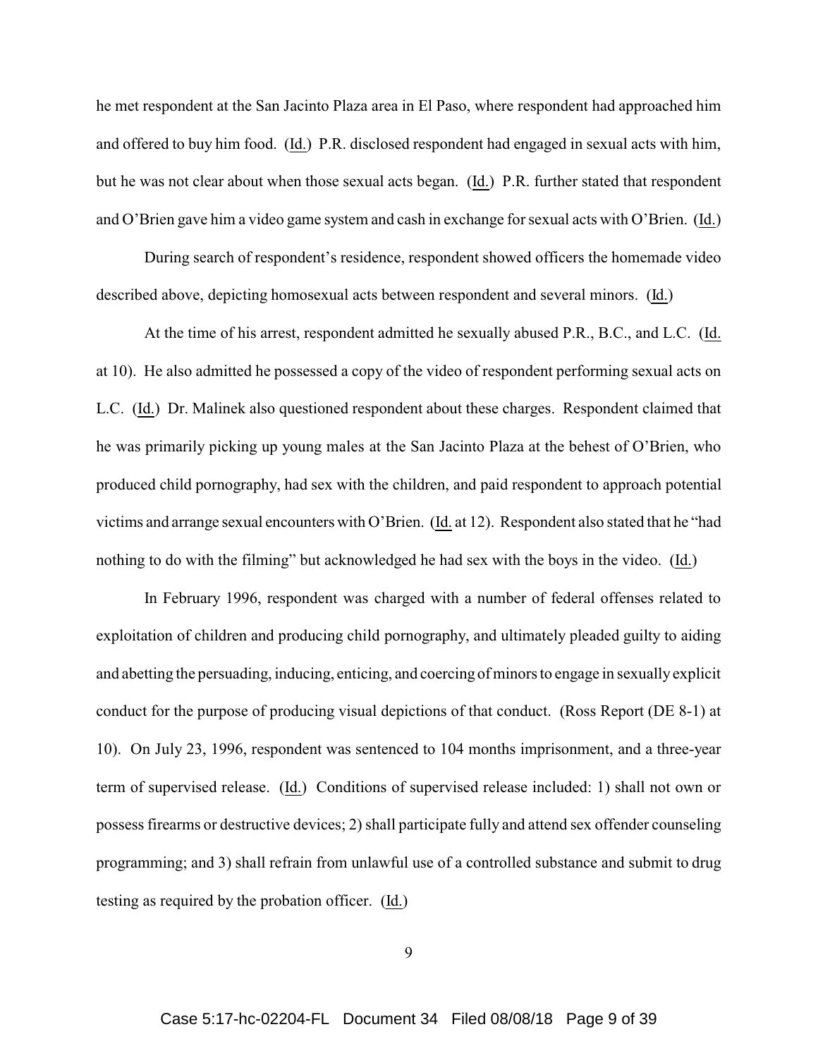he met respondent at the San Jacinto Plaza area in El Paso, where respondent had approached him and offered to buy him food. (Id.) P.R. disclosed respondent had engaged in sexual acts with him, but he was not clear about when those sexual acts began. (Id.) P.R. further stated that respondent and O'Brien gave him a video game system and cash in exchange for sexual acts with O'Brien. (Id.)

During search of respondent's residence, respondent showed officers the homemade video described above, depicting homosexual acts between respondent and several minors. (Id.)

At the time of his arrest, respondent admitted he sexually abused P.R., B.C., and L.C. (Id. at 10). He also admitted he possessed a copy of the video of respondent performing sexual acts on L.C. (Id.) Dr. Malinek also questioned respondent about these charges. Respondent claimed that he was primarily picking up young males at the San Jacinto Plaza at the behest of O'Brien, who produced child pornography, had sex with the children, and paid respondent to approach potential victims and arrange sexual encounters with O'Brien. (Id. at 12). Respondent also stated that he "had nothing to do with the filming" but acknowledged he had sex with the boys in the video. (Id.)

In February 1996, respondent was charged with a number of federal offenses related to exploitation of children and producing child pornography, and ultimately pleaded guilty to aiding and abetting the persuading, inducing, enticing, and coercing of minors to engage in sexually explicit conduct for the purpose of producing visual depictions of that conduct. (Ross Report (DE 8-1) at 10). On July 23, 1996, respondent was sentenced to 104 months imprisonment, and a three-year term of supervised release. (Id.) Conditions of supervised release included: 1) shall not own or possess firearms or destructive devices; 2) shall participate fully and attend sex offender counseling programming; and 3) shall refrain from unlawful use of a controlled substance and submit to drug testing as required by the probation officer. (Id.)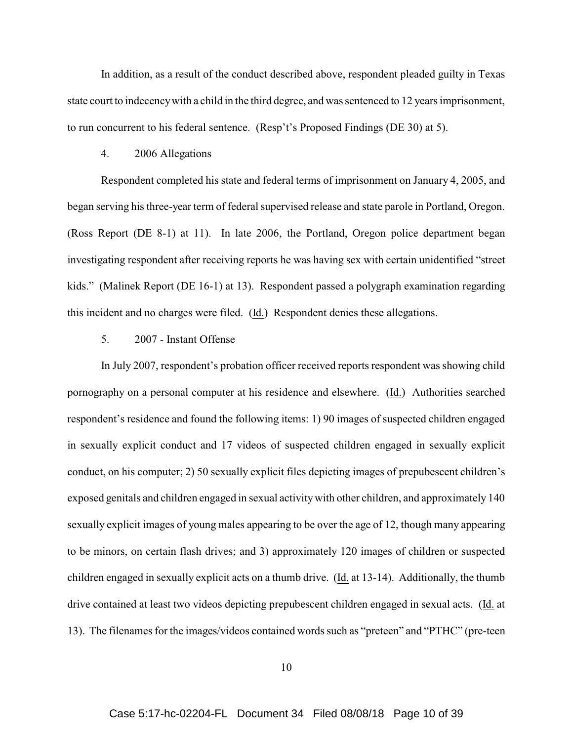In addition, as a result of the conduct described above, respondent pleaded guilty in Texas state court to indecency with a child in the third degree, and was sentenced to 12 years imprisonment, to run concurrent to his federal sentence. (Resp't's Proposed Findings (DE 30) at 5).

4. 2006 Allegations

Respondent completed his state and federal terms of imprisonment on January 4, 2005, and began serving his three-year term of federal supervised release and state parole in Portland, Oregon. (Ross Report (DE 8-1) at 11). In late 2006, the Portland, Oregon police department began investigating respondent after receiving reports he was having sex with certain unidentified "street kids." (Malinek Report (DE 16-1) at 13). Respondent passed a polygraph examination regarding this incident and no charges were filed. (Id.) Respondent denies these allegations.

5. 2007 - Instant Offense

In July 2007, respondent's probation officer received reports respondent was showing child pornography on a personal computer at his residence and elsewhere. (Id.) Authorities searched respondent's residence and found the following items: 1) 90 images of suspected children engaged in sexually explicit conduct and 17 videos of suspected children engaged in sexually explicit conduct, on his computer; 2) 50 sexually explicit files depicting images of prepubescent children's exposed genitals and children engaged in sexual activity with other children, and approximately 140 sexually explicit images of young males appearing to be over the age of 12, though many appearing to be minors, on certain flash drives; and 3) approximately 120 images of children or suspected children engaged in sexually explicit acts on a thumb drive. (Id. at 13-14). Additionally, the thumb drive contained at least two videos depicting prepubescent children engaged in sexual acts. (Id. at 13). The filenames for the images/videos contained words such as "preteen" and "PTHC" (pre-teen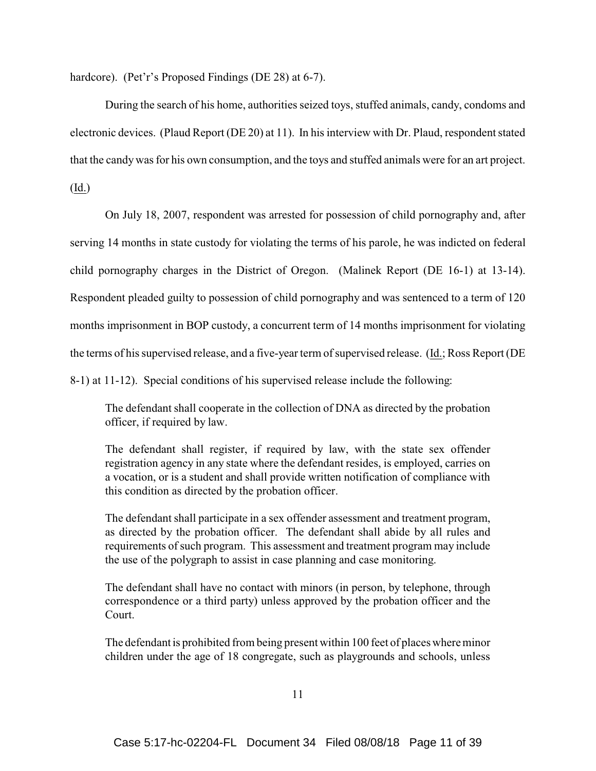hardcore). (Pet'r's Proposed Findings (DE 28) at 6-7).

During the search of his home, authorities seized toys, stuffed animals, candy, condoms and electronic devices. (Plaud Report (DE 20) at 11). In his interview with Dr. Plaud, respondent stated that the candy was for his own consumption, and the toys and stuffed animals were for an art project. (Id.)

On July 18, 2007, respondent was arrested for possession of child pornography and, after serving 14 months in state custody for violating the terms of his parole, he was indicted on federal child pornography charges in the District of Oregon. (Malinek Report (DE 16-1) at 13-14). Respondent pleaded guilty to possession of child pornography and was sentenced to a term of 120 months imprisonment in BOP custody, a concurrent term of 14 months imprisonment for violating the terms of his supervised release, and a five-year term of supervised release. (Id.; Ross Report (DE 8-1) at 11-12). Special conditions of his supervised release include the following:

> The defendant shall cooperate in the collection of DNA as directed by the probation officer, if required by law.
>
> The defendant shall register, if required by law, with the state sex offender registration agency in any state where the defendant resides, is employed, carries on a vocation, or is a student and shall provide written notification of compliance with this condition as directed by the probation officer.
>
> The defendant shall participate in a sex offender assessment and treatment program, as directed by the probation officer. The defendant shall abide by all rules and requirements of such program. This assessment and treatment program may include the use of the polygraph to assist in case planning and case monitoring.
>
> The defendant shall have no contact with minors (in person, by telephone, through correspondence or a third party) unless approved by the probation officer and the Court.
>
> The defendant is prohibited from being present within 100 feet of places where minor children under the age of 18 congregate, such as playgrounds and schools, unless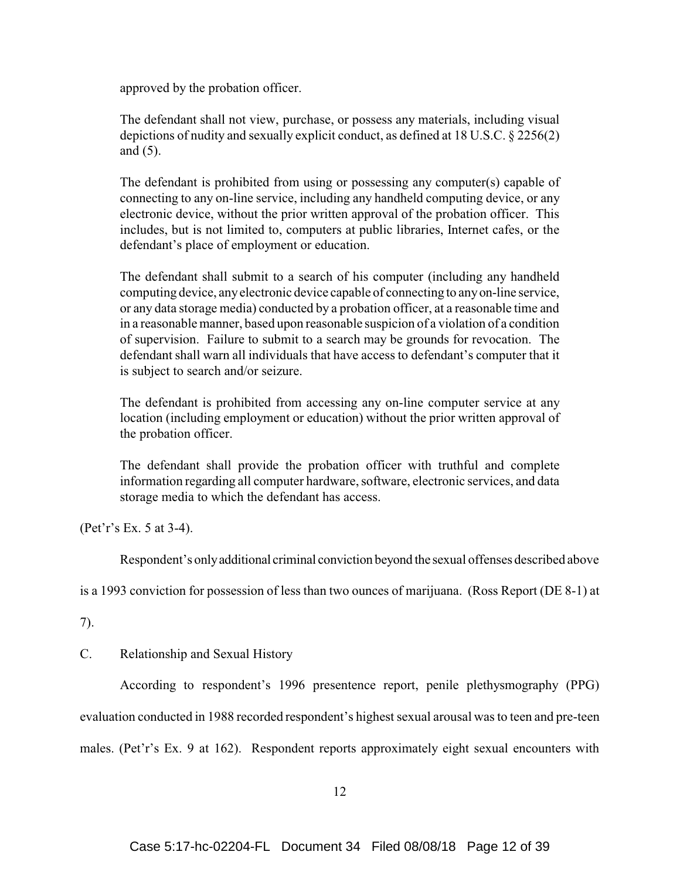approved by the probation officer.

> The defendant shall not view, purchase, or possess any materials, including visual depictions of nudity and sexually explicit conduct, as defined at 18 U.S.C. § 2256(2) and (5).
>
> The defendant is prohibited from using or possessing any computer(s) capable of connecting to any on-line service, including any handheld computing device, or any electronic device, without the prior written approval of the probation officer. This includes, but is not limited to, computers at public libraries, Internet cafes, or the defendant's place of employment or education.
>
> The defendant shall submit to a search of his computer (including any handheld computing device, any electronic device capable of connecting to any on-line service, or any data storage media) conducted by a probation officer, at a reasonable time and in a reasonable manner, based upon reasonable suspicion of a violation of a condition of supervision. Failure to submit to a search may be grounds for revocation. The defendant shall warn all individuals that have access to defendant's computer that it is subject to search and/or seizure.
>
> The defendant is prohibited from accessing any on-line computer service at any location (including employment or education) without the prior written approval of the probation officer.
>
> The defendant shall provide the probation officer with truthful and complete information regarding all computer hardware, software, electronic services, and data storage media to which the defendant has access.

(Pet'r's Ex. 5 at 3-4).

Respondent's only additional criminal conviction beyond the sexual offenses described above is a 1993 conviction for possession of less than two ounces of marijuana. (Ross Report (DE 8-1) at 7).

C. Relationship and Sexual History

According to respondent's 1996 presentence report, penile plethysmography (PPG) evaluation conducted in 1988 recorded respondent's highest sexual arousal was to teen and pre-teen males. (Pet'r's Ex. 9 at 162). Respondent reports approximately eight sexual encounters with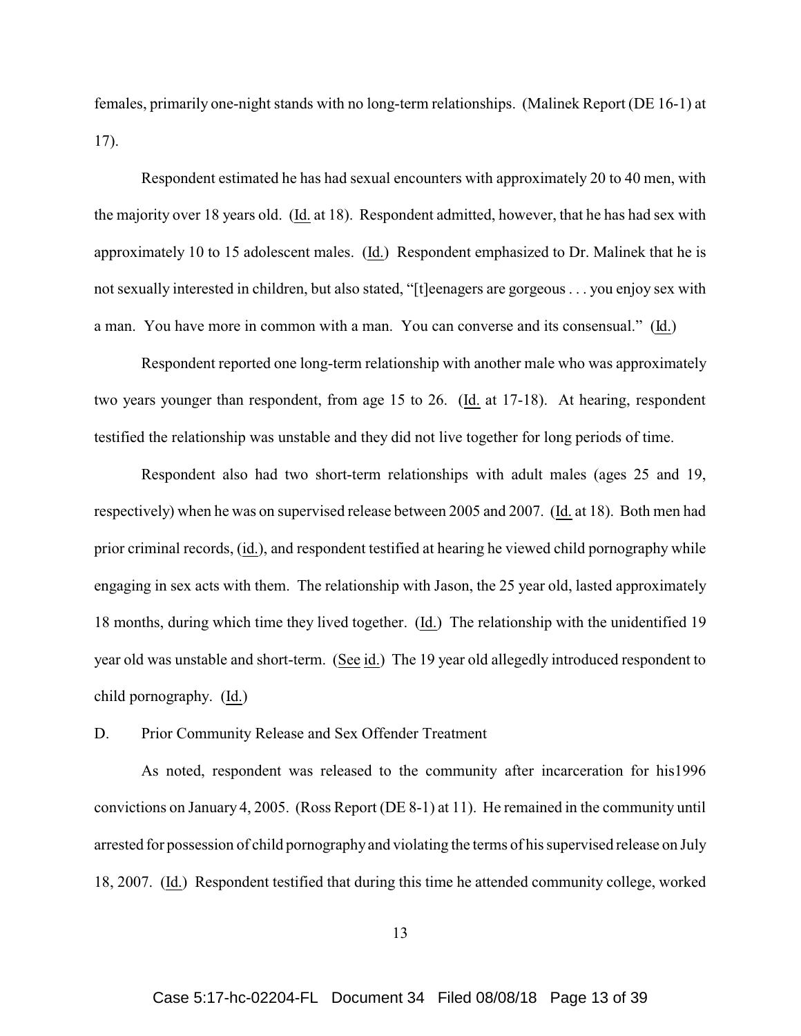females, primarily one-night stands with no long-term relationships. (Malinek Report (DE 16-1) at 17).

Respondent estimated he has had sexual encounters with approximately 20 to 40 men, with the majority over 18 years old. (Id. at 18). Respondent admitted, however, that he has had sex with approximately 10 to 15 adolescent males. (Id.) Respondent emphasized to Dr. Malinek that he is not sexually interested in children, but also stated, "[t]eenagers are gorgeous . . . you enjoy sex with a man. You have more in common with a man. You can converse and its consensual." (Id.)

Respondent reported one long-term relationship with another male who was approximately two years younger than respondent, from age 15 to 26. (Id. at 17-18). At hearing, respondent testified the relationship was unstable and they did not live together for long periods of time.

Respondent also had two short-term relationships with adult males (ages 25 and 19, respectively) when he was on supervised release between 2005 and 2007. (Id. at 18). Both men had prior criminal records, (id.), and respondent testified at hearing he viewed child pornography while engaging in sex acts with them. The relationship with Jason, the 25 year old, lasted approximately 18 months, during which time they lived together. (Id.) The relationship with the unidentified 19 year old was unstable and short-term. (See id.) The 19 year old allegedly introduced respondent to child pornography. (Id.)

D. Prior Community Release and Sex Offender Treatment

As noted, respondent was released to the community after incarceration for his1996 convictions on January 4, 2005. (Ross Report (DE 8-1) at 11). He remained in the community until arrested for possession of child pornography and violating the terms of his supervised release on July 18, 2007. (Id.) Respondent testified that during this time he attended community college, worked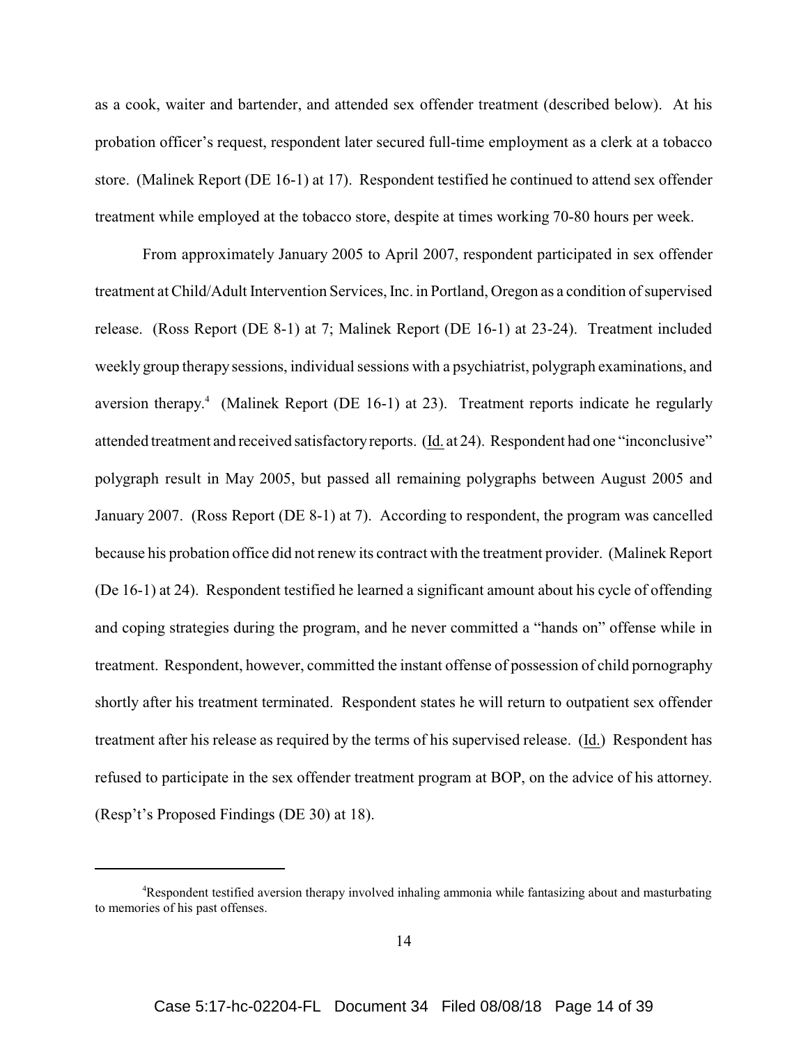as a cook, waiter and bartender, and attended sex offender treatment (described below). At his probation officer's request, respondent later secured full-time employment as a clerk at a tobacco store. (Malinek Report (DE 16-1) at 17). Respondent testified he continued to attend sex offender treatment while employed at the tobacco store, despite at times working 70-80 hours per week.

From approximately January 2005 to April 2007, respondent participated in sex offender treatment at Child/Adult Intervention Services, Inc. in Portland, Oregon as a condition of supervised release. (Ross Report (DE 8-1) at 7; Malinek Report (DE 16-1) at 23-24). Treatment included weekly group therapy sessions, individual sessions with a psychiatrist, polygraph examinations, and aversion therapy.[4] (Malinek Report (DE 16-1) at 23). Treatment reports indicate he regularly attended treatment and received satisfactory reports. (Id. at 24). Respondent had one "inconclusive" polygraph result in May 2005, but passed all remaining polygraphs between August 2005 and January 2007. (Ross Report (DE 8-1) at 7). According to respondent, the program was cancelled because his probation office did not renew its contract with the treatment provider. (Malinek Report (De 16-1) at 24). Respondent testified he learned a significant amount about his cycle of offending and coping strategies during the program, and he never committed a "hands on" offense while in treatment. Respondent, however, committed the instant offense of possession of child pornography shortly after his treatment terminated. Respondent states he will return to outpatient sex offender treatment after his release as required by the terms of his supervised release. (Id.) Respondent has refused to participate in the sex offender treatment program at BOP, on the advice of his attorney. (Resp't's Proposed Findings (DE 30) at 18).

[4]Respondent testified aversion therapy involved inhaling ammonia while fantasizing about and masturbating to memories of his past offenses.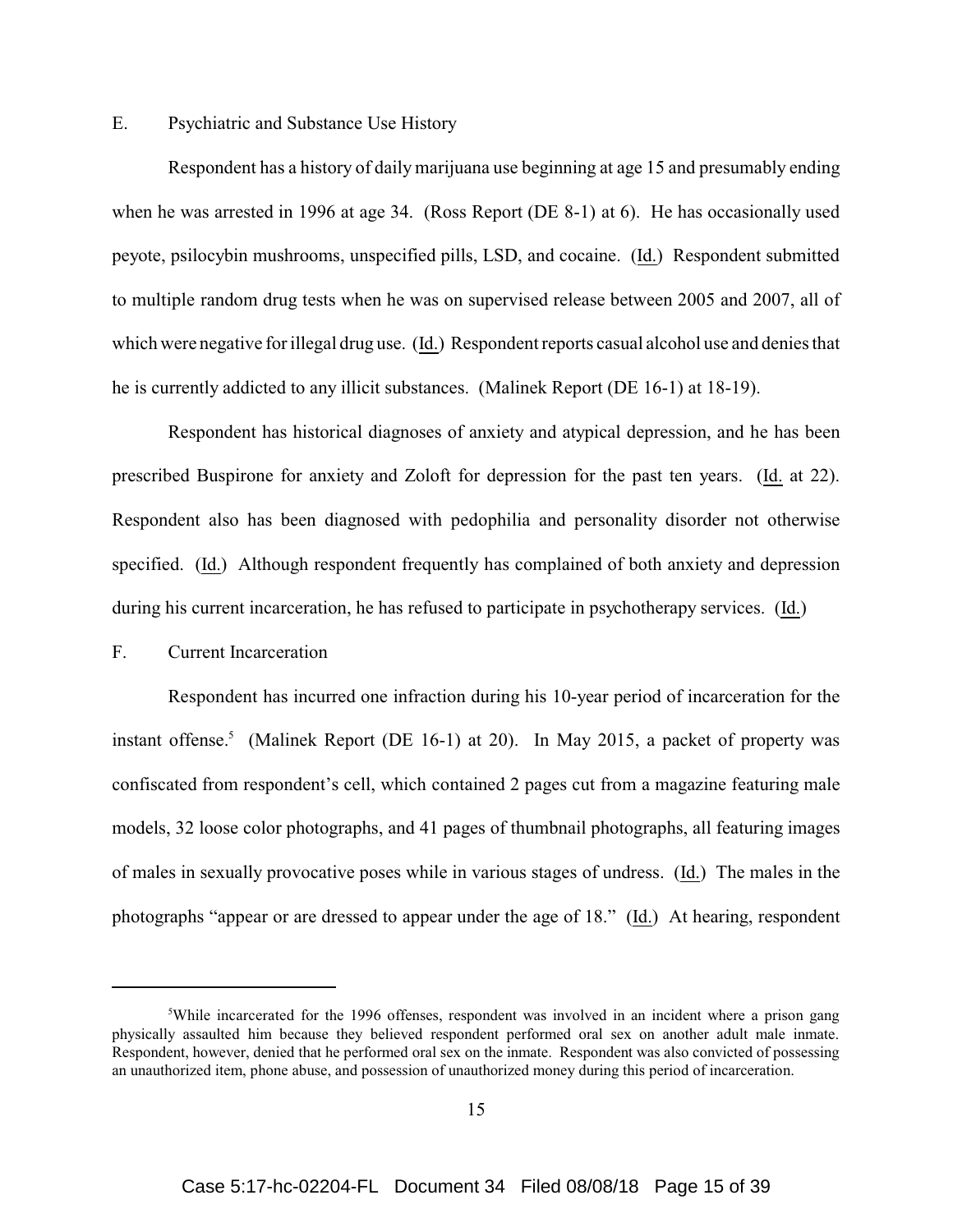E. Psychiatric and Substance Use History

Respondent has a history of daily marijuana use beginning at age 15 and presumably ending when he was arrested in 1996 at age 34. (Ross Report (DE 8-1) at 6). He has occasionally used peyote, psilocybin mushrooms, unspecified pills, LSD, and cocaine. (Id.) Respondent submitted to multiple random drug tests when he was on supervised release between 2005 and 2007, all of which were negative for illegal drug use. (Id.) Respondent reports casual alcohol use and denies that he is currently addicted to any illicit substances. (Malinek Report (DE 16-1) at 18-19).

Respondent has historical diagnoses of anxiety and atypical depression, and he has been prescribed Buspirone for anxiety and Zoloft for depression for the past ten years. (Id. at 22). Respondent also has been diagnosed with pedophilia and personality disorder not otherwise specified. (Id.) Although respondent frequently has complained of both anxiety and depression during his current incarceration, he has refused to participate in psychotherapy services. (Id.)

F. Current Incarceration

Respondent has incurred one infraction during his 10-year period of incarceration for the instant offense.[5] (Malinek Report (DE 16-1) at 20). In May 2015, a packet of property was confiscated from respondent's cell, which contained 2 pages cut from a magazine featuring male models, 32 loose color photographs, and 41 pages of thumbnail photographs, all featuring images of males in sexually provocative poses while in various stages of undress. (Id.) The males in the photographs "appear or are dressed to appear under the age of 18." (Id.) At hearing, respondent

[5] While incarcerated for the 1996 offenses, respondent was involved in an incident where a prison gang physically assaulted him because they believed respondent performed oral sex on another adult male inmate. Respondent, however, denied that he performed oral sex on the inmate. Respondent was also convicted of possessing an unauthorized item, phone abuse, and possession of unauthorized money during this period of incarceration.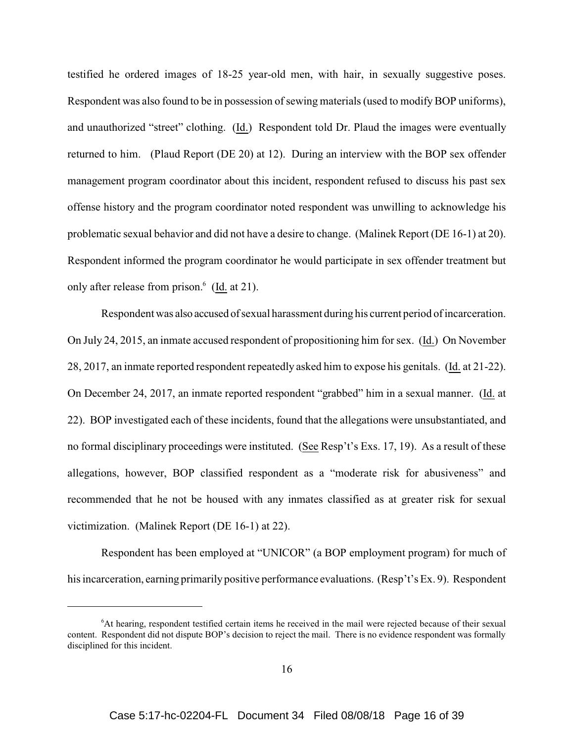testified he ordered images of 18-25 year-old men, with hair, in sexually suggestive poses. Respondent was also found to be in possession of sewing materials (used to modify BOP uniforms), and unauthorized "street" clothing. (Id.) Respondent told Dr. Plaud the images were eventually returned to him. (Plaud Report (DE 20) at 12). During an interview with the BOP sex offender management program coordinator about this incident, respondent refused to discuss his past sex offense history and the program coordinator noted respondent was unwilling to acknowledge his problematic sexual behavior and did not have a desire to change. (Malinek Report (DE 16-1) at 20). Respondent informed the program coordinator he would participate in sex offender treatment but only after release from prison.[6] (Id. at 21).

Respondent was also accused of sexual harassment during his current period of incarceration. On July 24, 2015, an inmate accused respondent of propositioning him for sex. (Id.) On November 28, 2017, an inmate reported respondent repeatedly asked him to expose his genitals. (Id. at 21-22). On December 24, 2017, an inmate reported respondent "grabbed" him in a sexual manner. (Id. at 22). BOP investigated each of these incidents, found that the allegations were unsubstantiated, and no formal disciplinary proceedings were instituted. (See Resp't's Exs. 17, 19). As a result of these allegations, however, BOP classified respondent as a "moderate risk for abusiveness" and recommended that he not be housed with any inmates classified as at greater risk for sexual victimization. (Malinek Report (DE 16-1) at 22).

Respondent has been employed at "UNICOR" (a BOP employment program) for much of his incarceration, earning primarily positive performance evaluations. (Resp't's Ex. 9). Respondent

[6] At hearing, respondent testified certain items he received in the mail were rejected because of their sexual content. Respondent did not dispute BOP's decision to reject the mail. There is no evidence respondent was formally disciplined for this incident.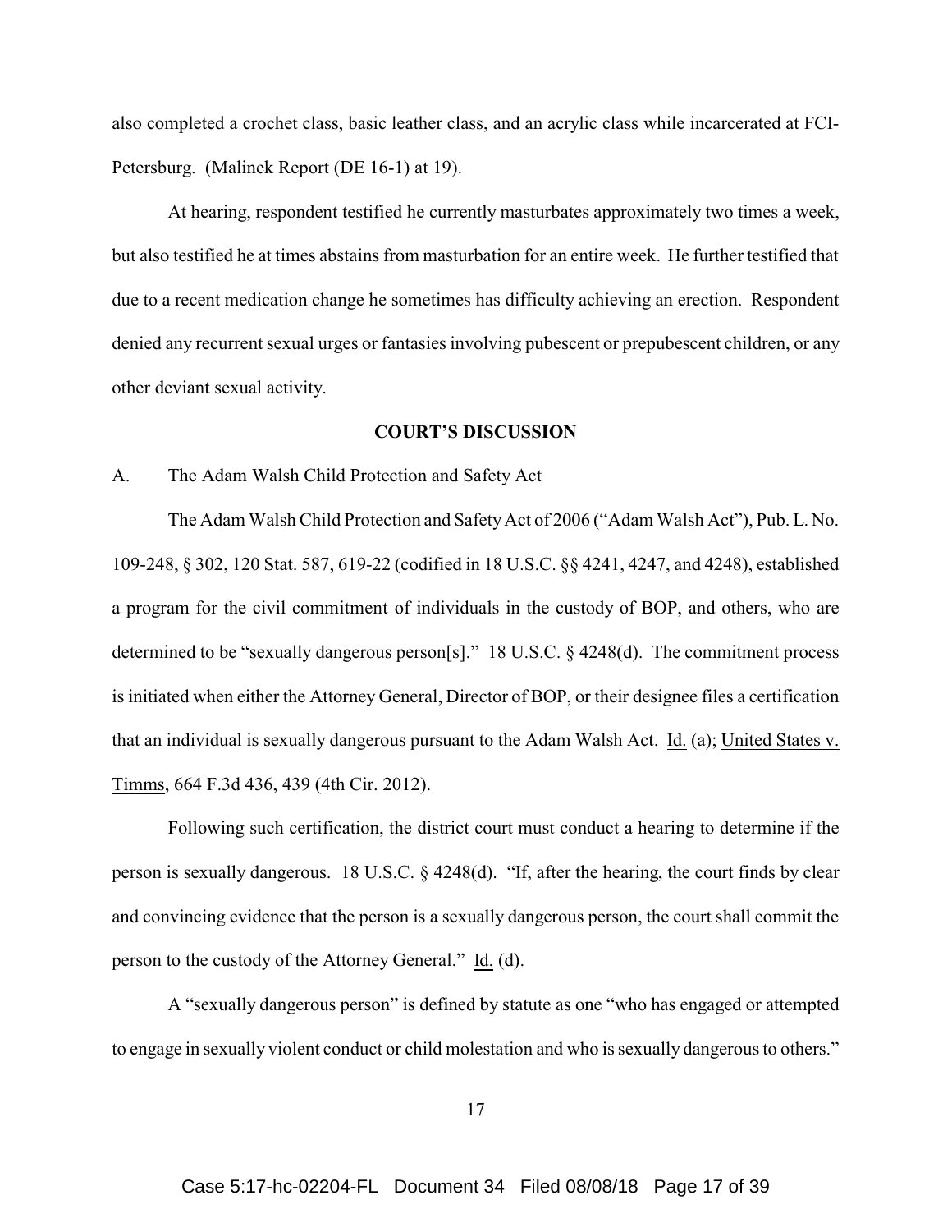also completed a crochet class, basic leather class, and an acrylic class while incarcerated at FCI-Petersburg. (Malinek Report (DE 16-1) at 19).

At hearing, respondent testified he currently masturbates approximately two times a week, but also testified he at times abstains from masturbation for an entire week. He further testified that due to a recent medication change he sometimes has difficulty achieving an erection. Respondent denied any recurrent sexual urges or fantasies involving pubescent or prepubescent children, or any other deviant sexual activity.

## COURT'S DISCUSSION

A. The Adam Walsh Child Protection and Safety Act

The Adam Walsh Child Protection and Safety Act of 2006 ("Adam Walsh Act"), Pub. L. No. 109-248, § 302, 120 Stat. 587, 619-22 (codified in 18 U.S.C. §§ 4241, 4247, and 4248), established a program for the civil commitment of individuals in the custody of BOP, and others, who are determined to be "sexually dangerous person[s]." 18 U.S.C. § 4248(d). The commitment process is initiated when either the Attorney General, Director of BOP, or their designee files a certification that an individual is sexually dangerous pursuant to the Adam Walsh Act. Id. (a); United States v. Timms, 664 F.3d 436, 439 (4th Cir. 2012).

Following such certification, the district court must conduct a hearing to determine if the person is sexually dangerous. 18 U.S.C. § 4248(d). "If, after the hearing, the court finds by clear and convincing evidence that the person is a sexually dangerous person, the court shall commit the person to the custody of the Attorney General." Id. (d).

A "sexually dangerous person" is defined by statute as one "who has engaged or attempted to engage in sexually violent conduct or child molestation and who is sexually dangerous to others."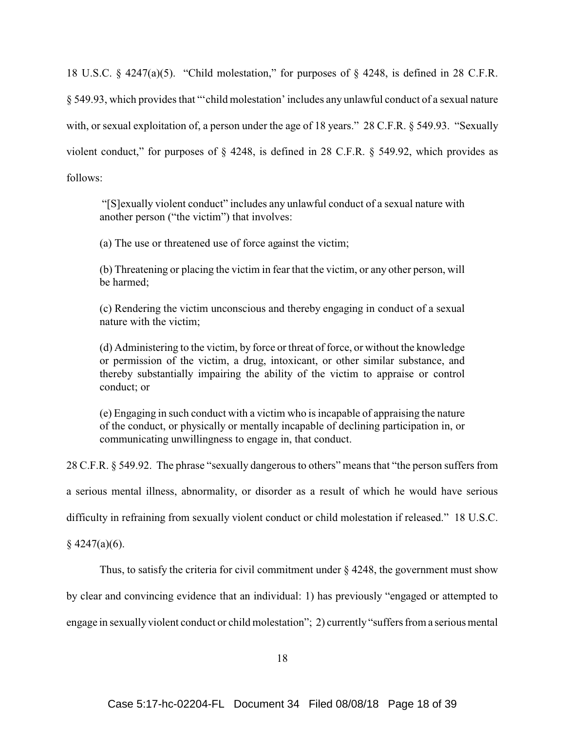18 U.S.C. § 4247(a)(5). "Child molestation," for purposes of § 4248, is defined in 28 C.F.R. § 549.93, which provides that "'child molestation' includes any unlawful conduct of a sexual nature with, or sexual exploitation of, a person under the age of 18 years." 28 C.F.R. § 549.93. "Sexually violent conduct," for purposes of § 4248, is defined in 28 C.F.R. § 549.92, which provides as follows:

> "[S]exually violent conduct" includes any unlawful conduct of a sexual nature with another person ("the victim") that involves:
>
> (a) The use or threatened use of force against the victim;
>
> (b) Threatening or placing the victim in fear that the victim, or any other person, will be harmed;
>
> (c) Rendering the victim unconscious and thereby engaging in conduct of a sexual nature with the victim;
>
> (d) Administering to the victim, by force or threat of force, or without the knowledge or permission of the victim, a drug, intoxicant, or other similar substance, and thereby substantially impairing the ability of the victim to appraise or control conduct; or
>
> (e) Engaging in such conduct with a victim who is incapable of appraising the nature of the conduct, or physically or mentally incapable of declining participation in, or communicating unwillingness to engage in, that conduct.

28 C.F.R. § 549.92. The phrase "sexually dangerous to others" means that "the person suffers from a serious mental illness, abnormality, or disorder as a result of which he would have serious difficulty in refraining from sexually violent conduct or child molestation if released." 18 U.S.C. § 4247(a)(6).

Thus, to satisfy the criteria for civil commitment under § 4248, the government must show by clear and convincing evidence that an individual: 1) has previously "engaged or attempted to engage in sexually violent conduct or child molestation"; 2) currently "suffers from a serious mental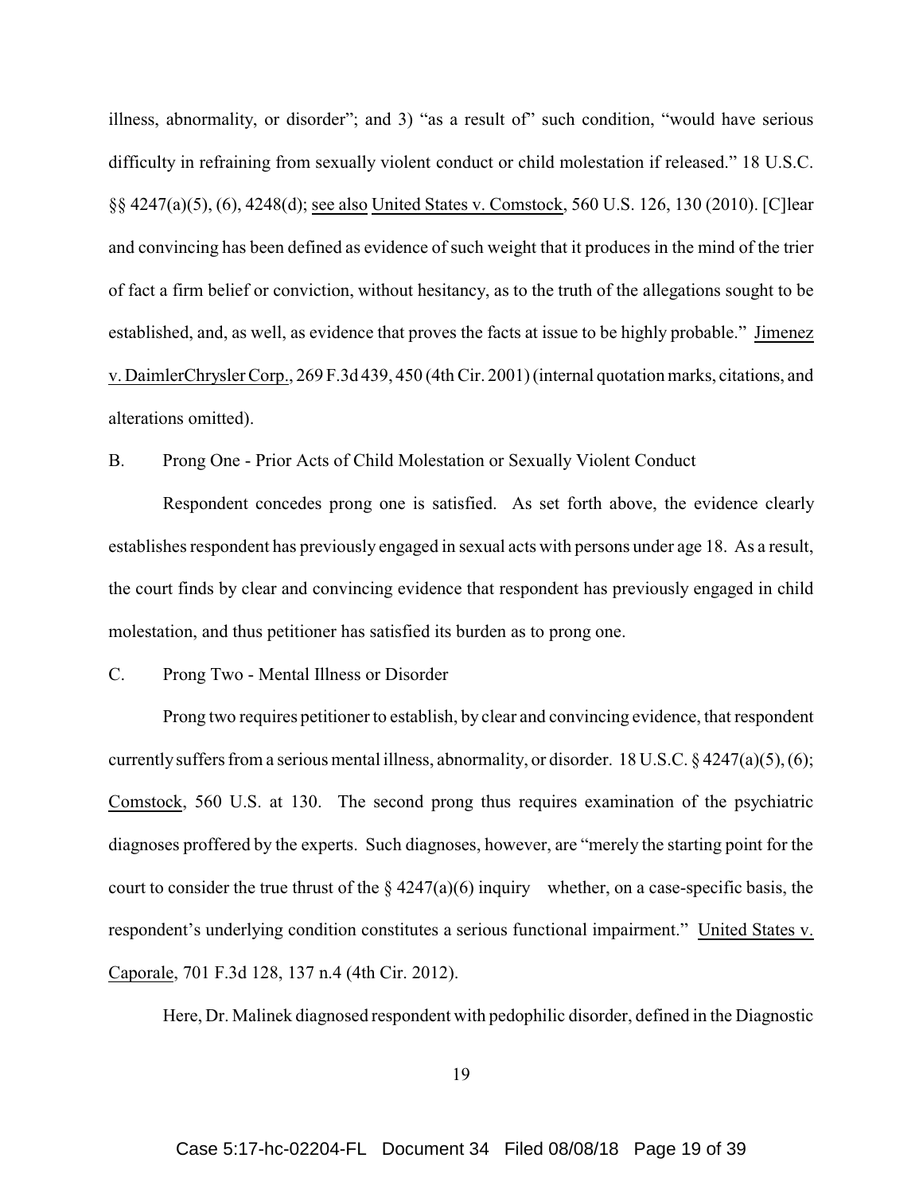illness, abnormality, or disorder"; and 3) "as a result of" such condition, "would have serious difficulty in refraining from sexually violent conduct or child molestation if released." 18 U.S.C. §§ 4247(a)(5), (6), 4248(d); see also United States v. Comstock, 560 U.S. 126, 130 (2010). [C]lear and convincing has been defined as evidence of such weight that it produces in the mind of the trier of fact a firm belief or conviction, without hesitancy, as to the truth of the allegations sought to be established, and, as well, as evidence that proves the facts at issue to be highly probable." Jimenez v. DaimlerChrysler Corp., 269 F.3d 439, 450 (4th Cir. 2001) (internal quotation marks, citations, and alterations omitted).

B. Prong One - Prior Acts of Child Molestation or Sexually Violent Conduct

Respondent concedes prong one is satisfied. As set forth above, the evidence clearly establishes respondent has previously engaged in sexual acts with persons under age 18. As a result, the court finds by clear and convincing evidence that respondent has previously engaged in child molestation, and thus petitioner has satisfied its burden as to prong one.

C. Prong Two - Mental Illness or Disorder

Prong two requires petitioner to establish, by clear and convincing evidence, that respondent currently suffers from a serious mental illness, abnormality, or disorder. 18 U.S.C. § 4247(a)(5), (6); Comstock, 560 U.S. at 130. The second prong thus requires examination of the psychiatric diagnoses proffered by the experts. Such diagnoses, however, are "merely the starting point for the court to consider the true thrust of the § 4247(a)(6) inquiry whether, on a case-specific basis, the respondent's underlying condition constitutes a serious functional impairment." United States v. Caporale, 701 F.3d 128, 137 n.4 (4th Cir. 2012).

Here, Dr. Malinek diagnosed respondent with pedophilic disorder, defined in the Diagnostic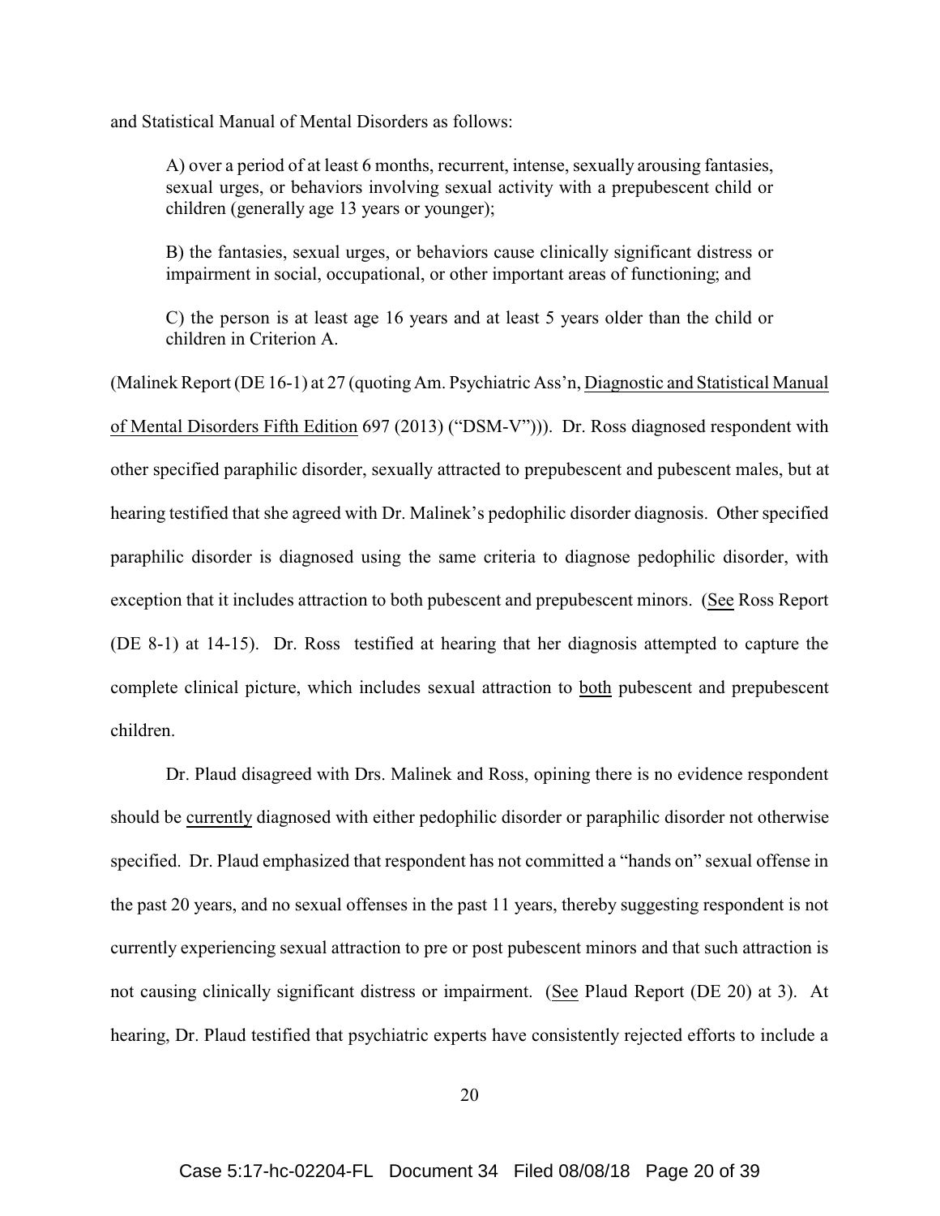and Statistical Manual of Mental Disorders as follows:

> A) over a period of at least 6 months, recurrent, intense, sexually arousing fantasies, sexual urges, or behaviors involving sexual activity with a prepubescent child or children (generally age 13 years or younger);
>
> B) the fantasies, sexual urges, or behaviors cause clinically significant distress or impairment in social, occupational, or other important areas of functioning; and
>
> C) the person is at least age 16 years and at least 5 years older than the child or children in Criterion A.

(Malinek Report (DE 16-1) at 27 (quoting Am. Psychiatric Ass'n, Diagnostic and Statistical Manual of Mental Disorders Fifth Edition 697 (2013) ("DSM-V"))). Dr. Ross diagnosed respondent with other specified paraphilic disorder, sexually attracted to prepubescent and pubescent males, but at hearing testified that she agreed with Dr. Malinek's pedophilic disorder diagnosis. Other specified paraphilic disorder is diagnosed using the same criteria to diagnose pedophilic disorder, with exception that it includes attraction to both pubescent and prepubescent minors. (See Ross Report (DE 8-1) at 14-15). Dr. Ross testified at hearing that her diagnosis attempted to capture the complete clinical picture, which includes sexual attraction to both pubescent and prepubescent children.

Dr. Plaud disagreed with Drs. Malinek and Ross, opining there is no evidence respondent should be currently diagnosed with either pedophilic disorder or paraphilic disorder not otherwise specified. Dr. Plaud emphasized that respondent has not committed a "hands on" sexual offense in the past 20 years, and no sexual offenses in the past 11 years, thereby suggesting respondent is not currently experiencing sexual attraction to pre or post pubescent minors and that such attraction is not causing clinically significant distress or impairment. (See Plaud Report (DE 20) at 3). At hearing, Dr. Plaud testified that psychiatric experts have consistently rejected efforts to include a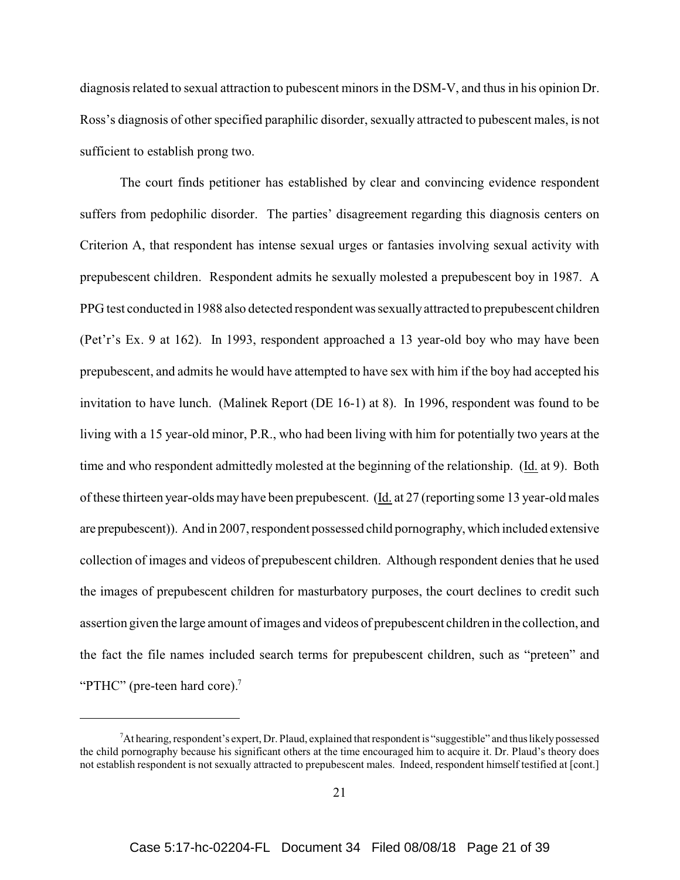diagnosis related to sexual attraction to pubescent minors in the DSM-V, and thus in his opinion Dr. Ross's diagnosis of other specified paraphilic disorder, sexually attracted to pubescent males, is not sufficient to establish prong two.

The court finds petitioner has established by clear and convincing evidence respondent suffers from pedophilic disorder. The parties' disagreement regarding this diagnosis centers on Criterion A, that respondent has intense sexual urges or fantasies involving sexual activity with prepubescent children. Respondent admits he sexually molested a prepubescent boy in 1987. A PPG test conducted in 1988 also detected respondent was sexually attracted to prepubescent children (Pet'r's Ex. 9 at 162). In 1993, respondent approached a 13 year-old boy who may have been prepubescent, and admits he would have attempted to have sex with him if the boy had accepted his invitation to have lunch. (Malinek Report (DE 16-1) at 8). In 1996, respondent was found to be living with a 15 year-old minor, P.R., who had been living with him for potentially two years at the time and who respondent admittedly molested at the beginning of the relationship. (Id. at 9). Both of these thirteen year-olds may have been prepubescent. (Id. at 27 (reporting some 13 year-old males are prepubescent)). And in 2007, respondent possessed child pornography, which included extensive collection of images and videos of prepubescent children. Although respondent denies that he used the images of prepubescent children for masturbatory purposes, the court declines to credit such assertion given the large amount of images and videos of prepubescent children in the collection, and the fact the file names included search terms for prepubescent children, such as "preteen" and "PTHC" (pre-teen hard core).[7]

[7] At hearing, respondent's expert, Dr. Plaud, explained that respondent is "suggestible" and thus likely possessed the child pornography because his significant others at the time encouraged him to acquire it. Dr. Plaud's theory does not establish respondent is not sexually attracted to prepubescent males. Indeed, respondent himself testified at [cont.]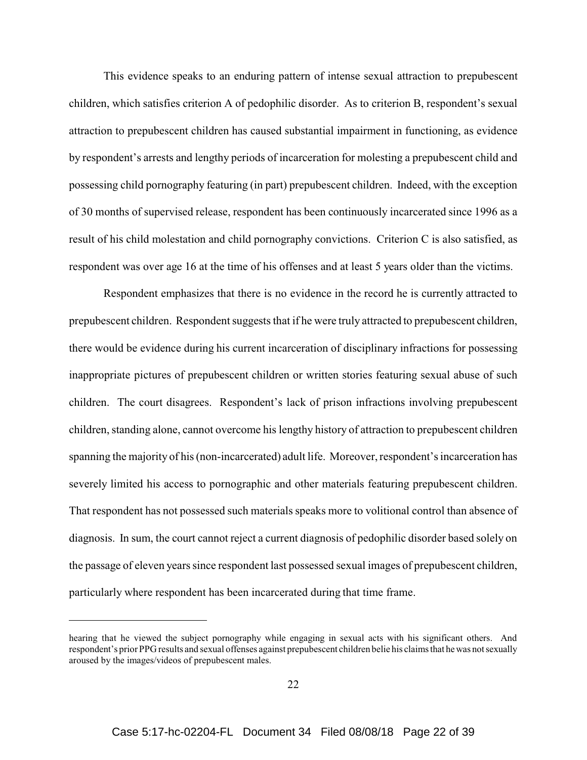This evidence speaks to an enduring pattern of intense sexual attraction to prepubescent children, which satisfies criterion A of pedophilic disorder. As to criterion B, respondent's sexual attraction to prepubescent children has caused substantial impairment in functioning, as evidence by respondent's arrests and lengthy periods of incarceration for molesting a prepubescent child and possessing child pornography featuring (in part) prepubescent children. Indeed, with the exception of 30 months of supervised release, respondent has been continuously incarcerated since 1996 as a result of his child molestation and child pornography convictions. Criterion C is also satisfied, as respondent was over age 16 at the time of his offenses and at least 5 years older than the victims.

Respondent emphasizes that there is no evidence in the record he is currently attracted to prepubescent children. Respondent suggests that if he were truly attracted to prepubescent children, there would be evidence during his current incarceration of disciplinary infractions for possessing inappropriate pictures of prepubescent children or written stories featuring sexual abuse of such children. The court disagrees. Respondent's lack of prison infractions involving prepubescent children, standing alone, cannot overcome his lengthy history of attraction to prepubescent children spanning the majority of his (non-incarcerated) adult life. Moreover, respondent's incarceration has severely limited his access to pornographic and other materials featuring prepubescent children. That respondent has not possessed such materials speaks more to volitional control than absence of diagnosis. In sum, the court cannot reject a current diagnosis of pedophilic disorder based solely on the passage of eleven years since respondent last possessed sexual images of prepubescent children, particularly where respondent has been incarcerated during that time frame.

---

hearing that he viewed the subject pornography while engaging in sexual acts with his significant others. And respondent's prior PPG results and sexual offenses against prepubescent children belie his claims that he was not sexually aroused by the images/videos of prepubescent males.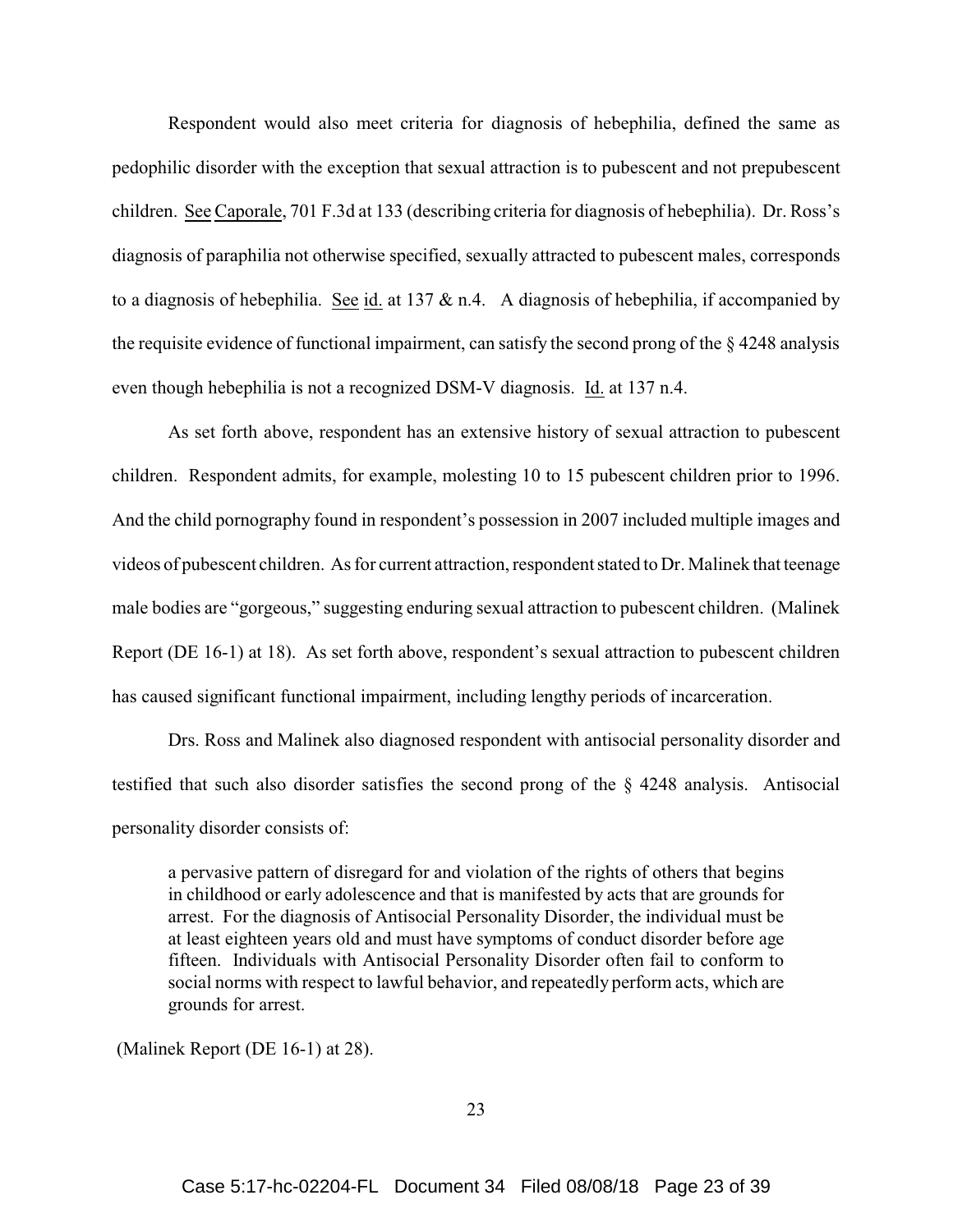Respondent would also meet criteria for diagnosis of hebephilia, defined the same as pedophilic disorder with the exception that sexual attraction is to pubescent and not prepubescent children. See Caporale, 701 F.3d at 133 (describing criteria for diagnosis of hebephilia). Dr. Ross's diagnosis of paraphilia not otherwise specified, sexually attracted to pubescent males, corresponds to a diagnosis of hebephilia. See id. at 137 & n.4. A diagnosis of hebephilia, if accompanied by the requisite evidence of functional impairment, can satisfy the second prong of the § 4248 analysis even though hebephilia is not a recognized DSM-V diagnosis. Id. at 137 n.4.

As set forth above, respondent has an extensive history of sexual attraction to pubescent children. Respondent admits, for example, molesting 10 to 15 pubescent children prior to 1996. And the child pornography found in respondent's possession in 2007 included multiple images and videos of pubescent children. As for current attraction, respondent stated to Dr. Malinek that teenage male bodies are "gorgeous," suggesting enduring sexual attraction to pubescent children. (Malinek Report (DE 16-1) at 18). As set forth above, respondent's sexual attraction to pubescent children has caused significant functional impairment, including lengthy periods of incarceration.

Drs. Ross and Malinek also diagnosed respondent with antisocial personality disorder and testified that such also disorder satisfies the second prong of the § 4248 analysis. Antisocial personality disorder consists of:

> a pervasive pattern of disregard for and violation of the rights of others that begins in childhood or early adolescence and that is manifested by acts that are grounds for arrest. For the diagnosis of Antisocial Personality Disorder, the individual must be at least eighteen years old and must have symptoms of conduct disorder before age fifteen. Individuals with Antisocial Personality Disorder often fail to conform to social norms with respect to lawful behavior, and repeatedly perform acts, which are grounds for arrest.

(Malinek Report (DE 16-1) at 28).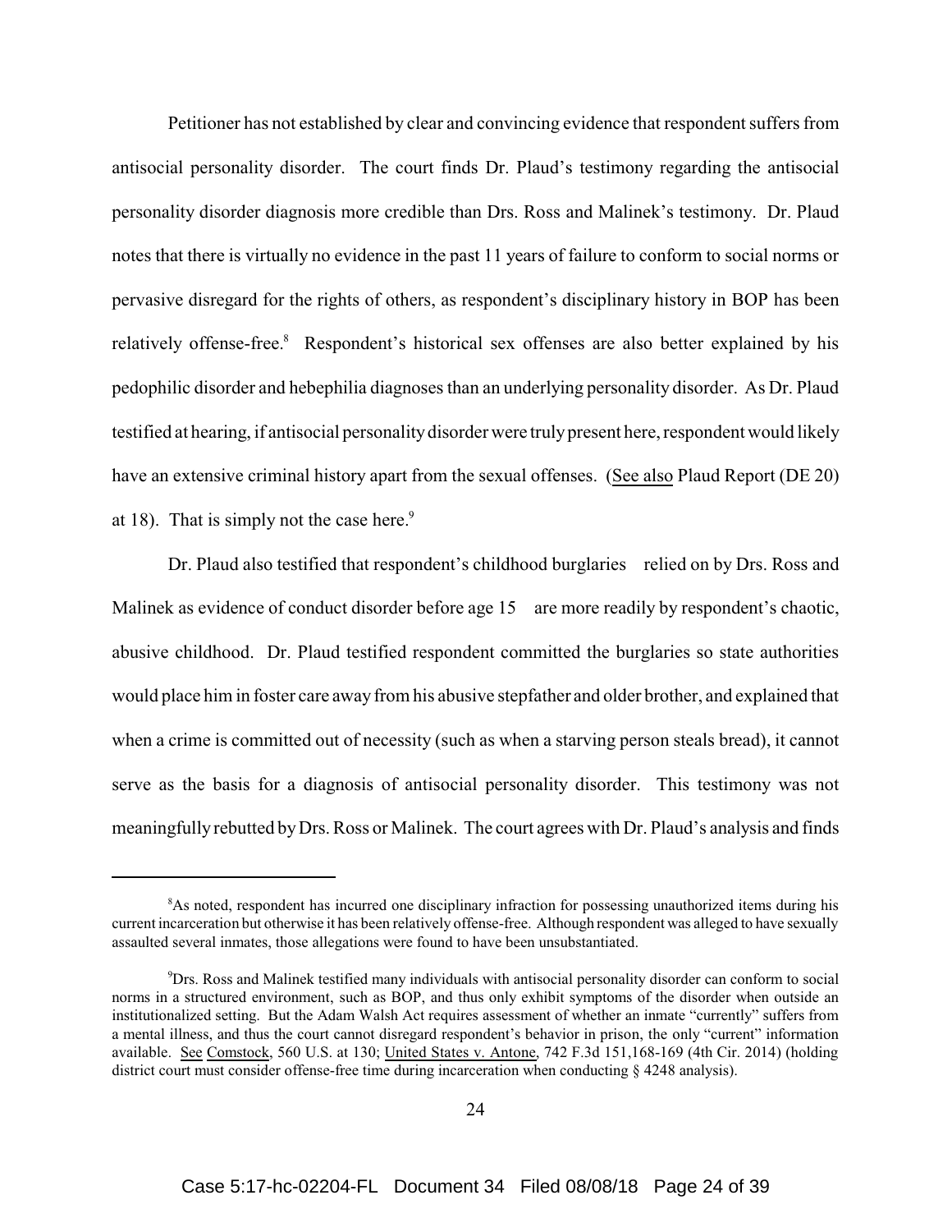Petitioner has not established by clear and convincing evidence that respondent suffers from antisocial personality disorder. The court finds Dr. Plaud's testimony regarding the antisocial personality disorder diagnosis more credible than Drs. Ross and Malinek's testimony. Dr. Plaud notes that there is virtually no evidence in the past 11 years of failure to conform to social norms or pervasive disregard for the rights of others, as respondent's disciplinary history in BOP has been relatively offense-free.[8] Respondent's historical sex offenses are also better explained by his pedophilic disorder and hebephilia diagnoses than an underlying personality disorder. As Dr. Plaud testified at hearing, if antisocial personality disorder were truly present here, respondent would likely have an extensive criminal history apart from the sexual offenses. (See also Plaud Report (DE 20) at 18). That is simply not the case here.[9]

Dr. Plaud also testified that respondent's childhood burglaries relied on by Drs. Ross and Malinek as evidence of conduct disorder before age 15 are more readily by respondent's chaotic, abusive childhood. Dr. Plaud testified respondent committed the burglaries so state authorities would place him in foster care away from his abusive stepfather and older brother, and explained that when a crime is committed out of necessity (such as when a starving person steals bread), it cannot serve as the basis for a diagnosis of antisocial personality disorder. This testimony was not meaningfully rebutted by Drs. Ross or Malinek. The court agrees with Dr. Plaud's analysis and finds

---

[8] As noted, respondent has incurred one disciplinary infraction for possessing unauthorized items during his current incarceration but otherwise it has been relatively offense-free. Although respondent was alleged to have sexually assaulted several inmates, those allegations were found to have been unsubstantiated.

[9] Drs. Ross and Malinek testified many individuals with antisocial personality disorder can conform to social norms in a structured environment, such as BOP, and thus only exhibit symptoms of the disorder when outside an institutionalized setting. But the Adam Walsh Act requires assessment of whether an inmate "currently" suffers from a mental illness, and thus the court cannot disregard respondent's behavior in prison, the only "current" information available. See Comstock, 560 U.S. at 130; United States v. Antone, 742 F.3d 151,168-169 (4th Cir. 2014) (holding district court must consider offense-free time during incarceration when conducting § 4248 analysis).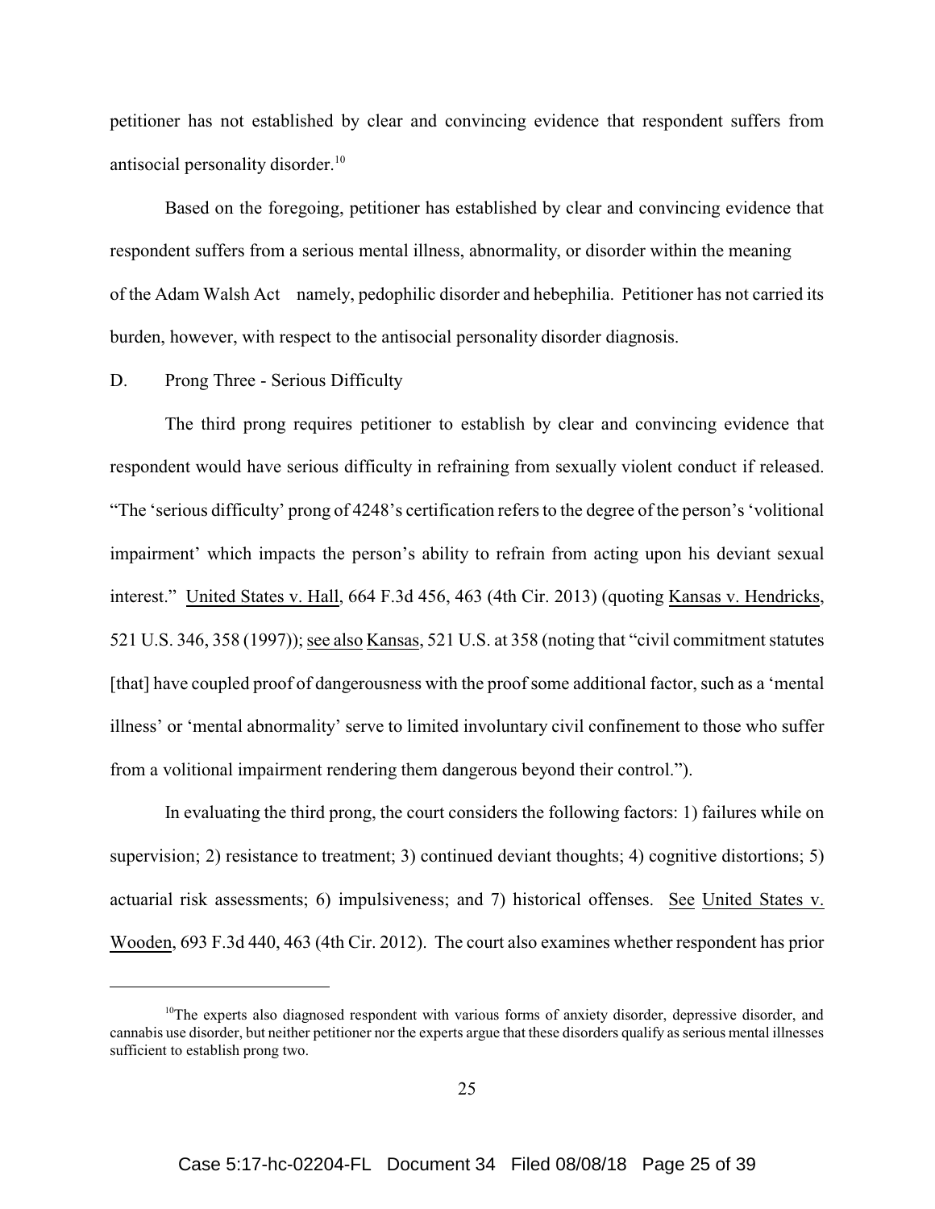petitioner has not established by clear and convincing evidence that respondent suffers from antisocial personality disorder.[10]

Based on the foregoing, petitioner has established by clear and convincing evidence that respondent suffers from a serious mental illness, abnormality, or disorder within the meaning of the Adam Walsh Act namely, pedophilic disorder and hebephilia. Petitioner has not carried its burden, however, with respect to the antisocial personality disorder diagnosis.

D. Prong Three - Serious Difficulty

The third prong requires petitioner to establish by clear and convincing evidence that respondent would have serious difficulty in refraining from sexually violent conduct if released. "The 'serious difficulty' prong of 4248's certification refers to the degree of the person's 'volitional impairment' which impacts the person's ability to refrain from acting upon his deviant sexual interest." United States v. Hall, 664 F.3d 456, 463 (4th Cir. 2013) (quoting Kansas v. Hendricks, 521 U.S. 346, 358 (1997)); see also Kansas, 521 U.S. at 358 (noting that "civil commitment statutes [that] have coupled proof of dangerousness with the proof some additional factor, such as a 'mental illness' or 'mental abnormality' serve to limited involuntary civil confinement to those who suffer from a volitional impairment rendering them dangerous beyond their control.").

In evaluating the third prong, the court considers the following factors: 1) failures while on supervision; 2) resistance to treatment; 3) continued deviant thoughts; 4) cognitive distortions; 5) actuarial risk assessments; 6) impulsiveness; and 7) historical offenses. See United States v. Wooden, 693 F.3d 440, 463 (4th Cir. 2012). The court also examines whether respondent has prior

[10]The experts also diagnosed respondent with various forms of anxiety disorder, depressive disorder, and cannabis use disorder, but neither petitioner nor the experts argue that these disorders qualify as serious mental illnesses sufficient to establish prong two.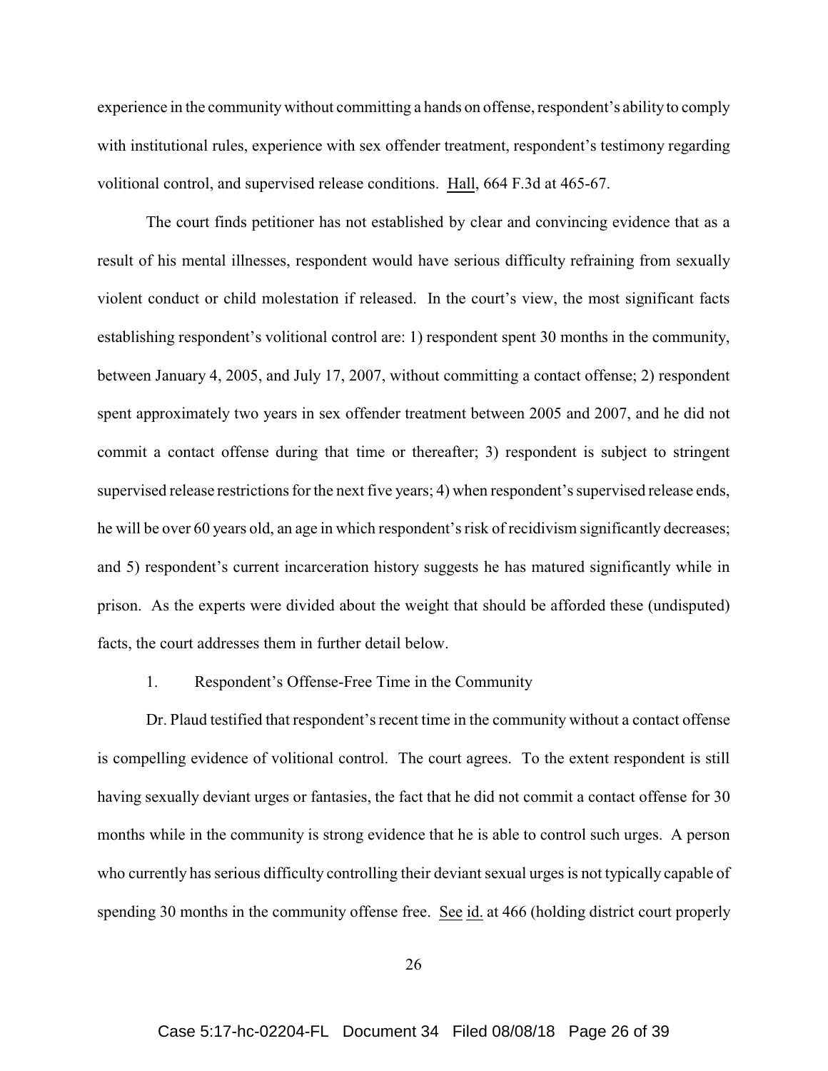experience in the community without committing a hands on offense, respondent's ability to comply with institutional rules, experience with sex offender treatment, respondent's testimony regarding volitional control, and supervised release conditions. Hall, 664 F.3d at 465-67.

The court finds petitioner has not established by clear and convincing evidence that as a result of his mental illnesses, respondent would have serious difficulty refraining from sexually violent conduct or child molestation if released. In the court's view, the most significant facts establishing respondent's volitional control are: 1) respondent spent 30 months in the community, between January 4, 2005, and July 17, 2007, without committing a contact offense; 2) respondent spent approximately two years in sex offender treatment between 2005 and 2007, and he did not commit a contact offense during that time or thereafter; 3) respondent is subject to stringent supervised release restrictions for the next five years; 4) when respondent's supervised release ends, he will be over 60 years old, an age in which respondent's risk of recidivism significantly decreases; and 5) respondent's current incarceration history suggests he has matured significantly while in prison. As the experts were divided about the weight that should be afforded these (undisputed) facts, the court addresses them in further detail below.

1. Respondent's Offense-Free Time in the Community

Dr. Plaud testified that respondent's recent time in the community without a contact offense is compelling evidence of volitional control. The court agrees. To the extent respondent is still having sexually deviant urges or fantasies, the fact that he did not commit a contact offense for 30 months while in the community is strong evidence that he is able to control such urges. A person who currently has serious difficulty controlling their deviant sexual urges is not typically capable of spending 30 months in the community offense free. See id. at 466 (holding district court properly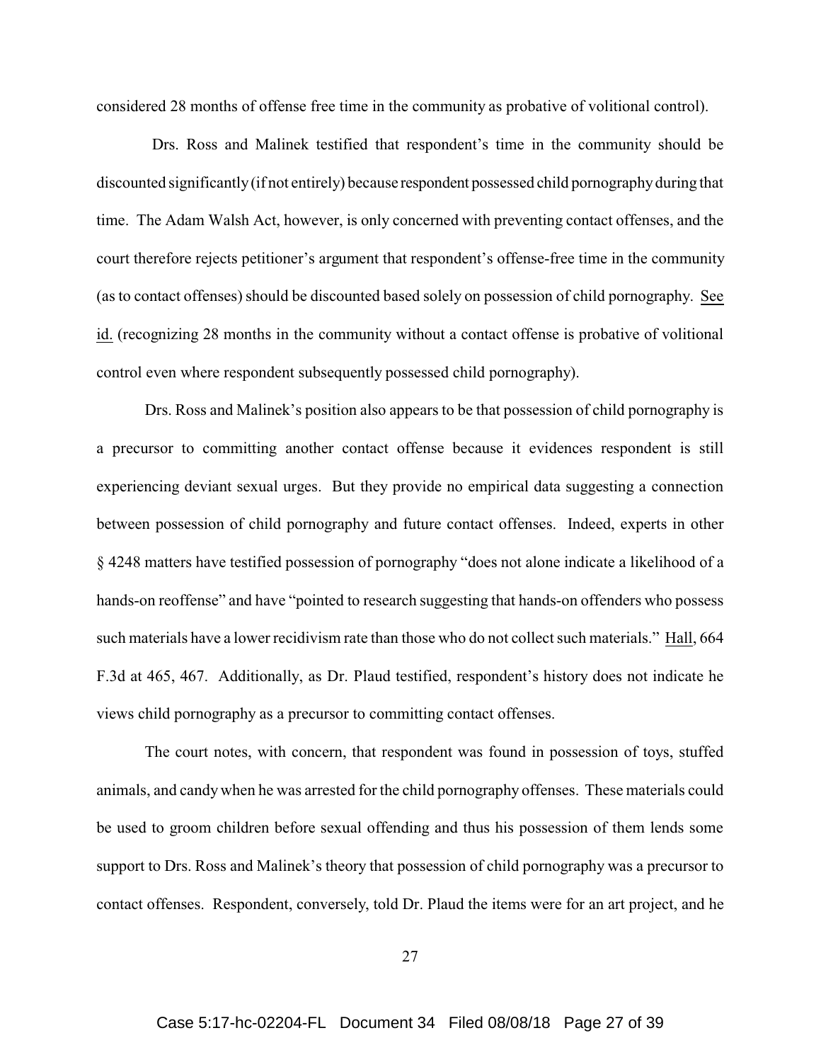considered 28 months of offense free time in the community as probative of volitional control).

Drs. Ross and Malinek testified that respondent's time in the community should be discounted significantly (if not entirely) because respondent possessed child pornography during that time. The Adam Walsh Act, however, is only concerned with preventing contact offenses, and the court therefore rejects petitioner's argument that respondent's offense-free time in the community (as to contact offenses) should be discounted based solely on possession of child pornography. See id. (recognizing 28 months in the community without a contact offense is probative of volitional control even where respondent subsequently possessed child pornography).

Drs. Ross and Malinek's position also appears to be that possession of child pornography is a precursor to committing another contact offense because it evidences respondent is still experiencing deviant sexual urges. But they provide no empirical data suggesting a connection between possession of child pornography and future contact offenses. Indeed, experts in other § 4248 matters have testified possession of pornography "does not alone indicate a likelihood of a hands-on reoffense" and have "pointed to research suggesting that hands-on offenders who possess such materials have a lower recidivism rate than those who do not collect such materials." Hall, 664 F.3d at 465, 467. Additionally, as Dr. Plaud testified, respondent's history does not indicate he views child pornography as a precursor to committing contact offenses.

The court notes, with concern, that respondent was found in possession of toys, stuffed animals, and candy when he was arrested for the child pornography offenses. These materials could be used to groom children before sexual offending and thus his possession of them lends some support to Drs. Ross and Malinek's theory that possession of child pornography was a precursor to contact offenses. Respondent, conversely, told Dr. Plaud the items were for an art project, and he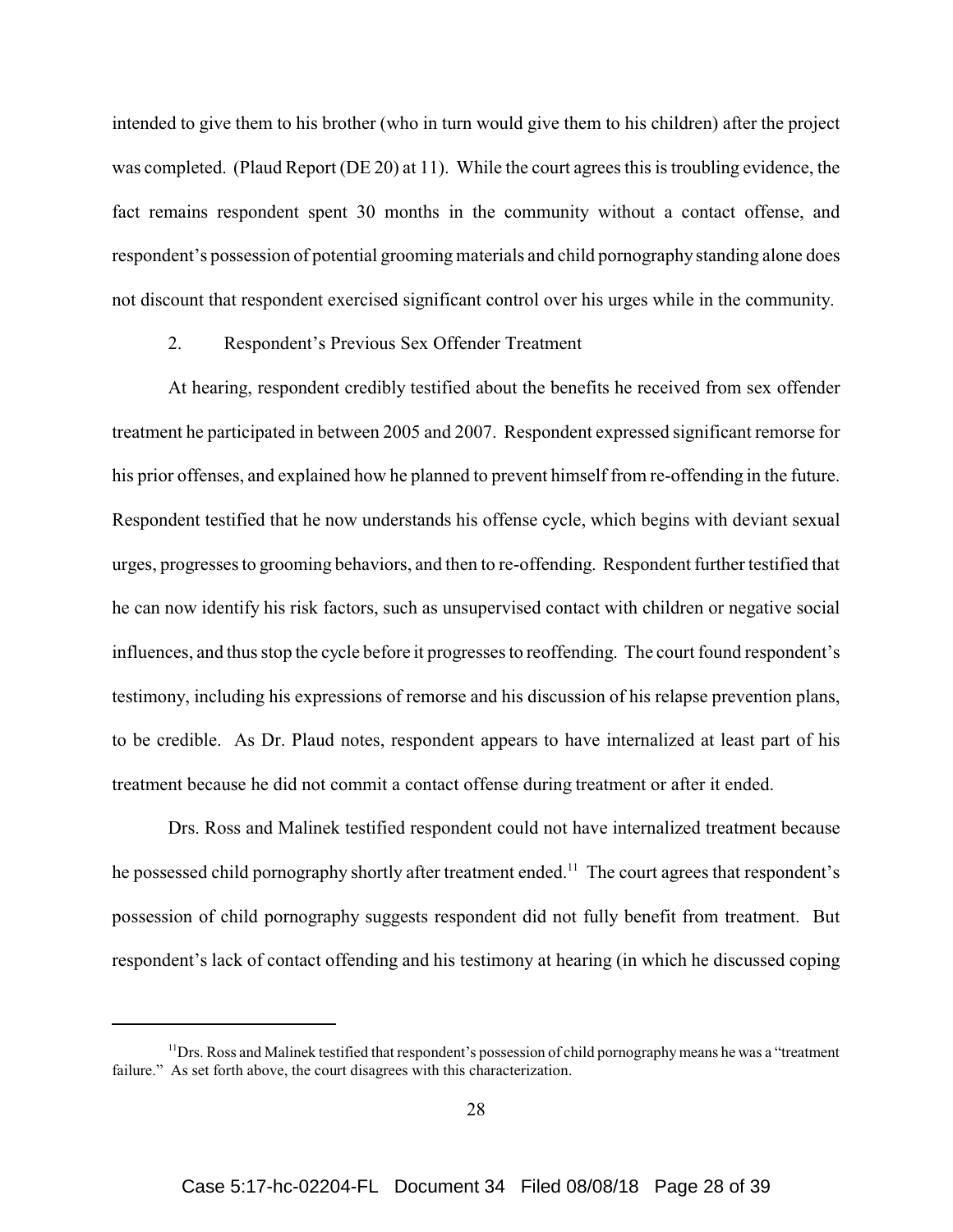intended to give them to his brother (who in turn would give them to his children) after the project was completed. (Plaud Report (DE 20) at 11). While the court agrees this is troubling evidence, the fact remains respondent spent 30 months in the community without a contact offense, and respondent's possession of potential grooming materials and child pornography standing alone does not discount that respondent exercised significant control over his urges while in the community.

2. Respondent's Previous Sex Offender Treatment

At hearing, respondent credibly testified about the benefits he received from sex offender treatment he participated in between 2005 and 2007. Respondent expressed significant remorse for his prior offenses, and explained how he planned to prevent himself from re-offending in the future. Respondent testified that he now understands his offense cycle, which begins with deviant sexual urges, progresses to grooming behaviors, and then to re-offending. Respondent further testified that he can now identify his risk factors, such as unsupervised contact with children or negative social influences, and thus stop the cycle before it progresses to reoffending. The court found respondent's testimony, including his expressions of remorse and his discussion of his relapse prevention plans, to be credible. As Dr. Plaud notes, respondent appears to have internalized at least part of his treatment because he did not commit a contact offense during treatment or after it ended.

Drs. Ross and Malinek testified respondent could not have internalized treatment because he possessed child pornography shortly after treatment ended.[11] The court agrees that respondent's possession of child pornography suggests respondent did not fully benefit from treatment. But respondent's lack of contact offending and his testimony at hearing (in which he discussed coping

[11] Drs. Ross and Malinek testified that respondent's possession of child pornography means he was a "treatment failure." As set forth above, the court disagrees with this characterization.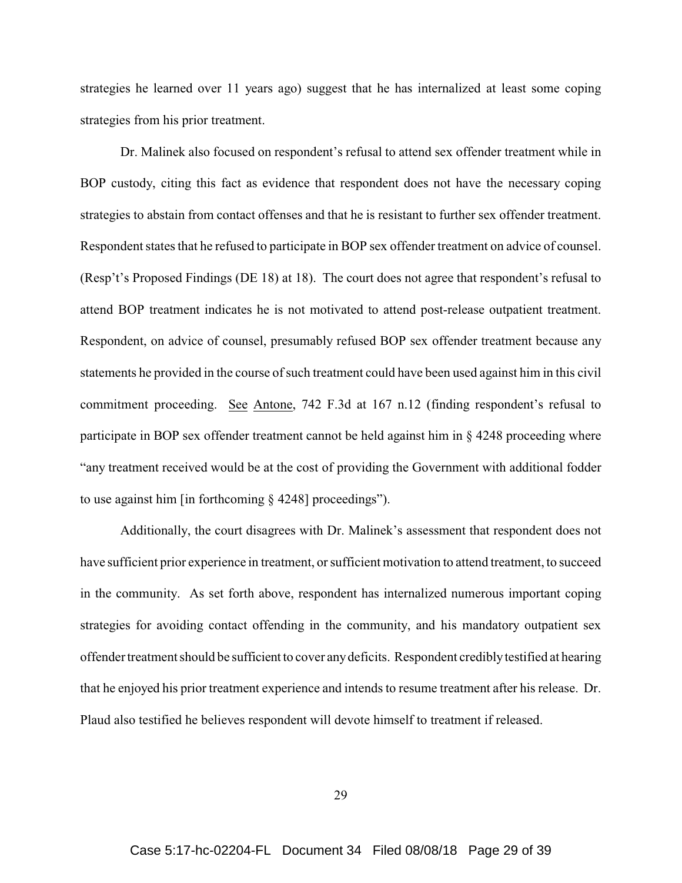strategies he learned over 11 years ago) suggest that he has internalized at least some coping strategies from his prior treatment.

Dr. Malinek also focused on respondent's refusal to attend sex offender treatment while in BOP custody, citing this fact as evidence that respondent does not have the necessary coping strategies to abstain from contact offenses and that he is resistant to further sex offender treatment. Respondent states that he refused to participate in BOP sex offender treatment on advice of counsel. (Resp't's Proposed Findings (DE 18) at 18). The court does not agree that respondent's refusal to attend BOP treatment indicates he is not motivated to attend post-release outpatient treatment. Respondent, on advice of counsel, presumably refused BOP sex offender treatment because any statements he provided in the course of such treatment could have been used against him in this civil commitment proceeding. See Antone, 742 F.3d at 167 n.12 (finding respondent's refusal to participate in BOP sex offender treatment cannot be held against him in § 4248 proceeding where "any treatment received would be at the cost of providing the Government with additional fodder to use against him [in forthcoming § 4248] proceedings").

Additionally, the court disagrees with Dr. Malinek's assessment that respondent does not have sufficient prior experience in treatment, or sufficient motivation to attend treatment, to succeed in the community. As set forth above, respondent has internalized numerous important coping strategies for avoiding contact offending in the community, and his mandatory outpatient sex offender treatment should be sufficient to cover any deficits. Respondent credibly testified at hearing that he enjoyed his prior treatment experience and intends to resume treatment after his release. Dr. Plaud also testified he believes respondent will devote himself to treatment if released.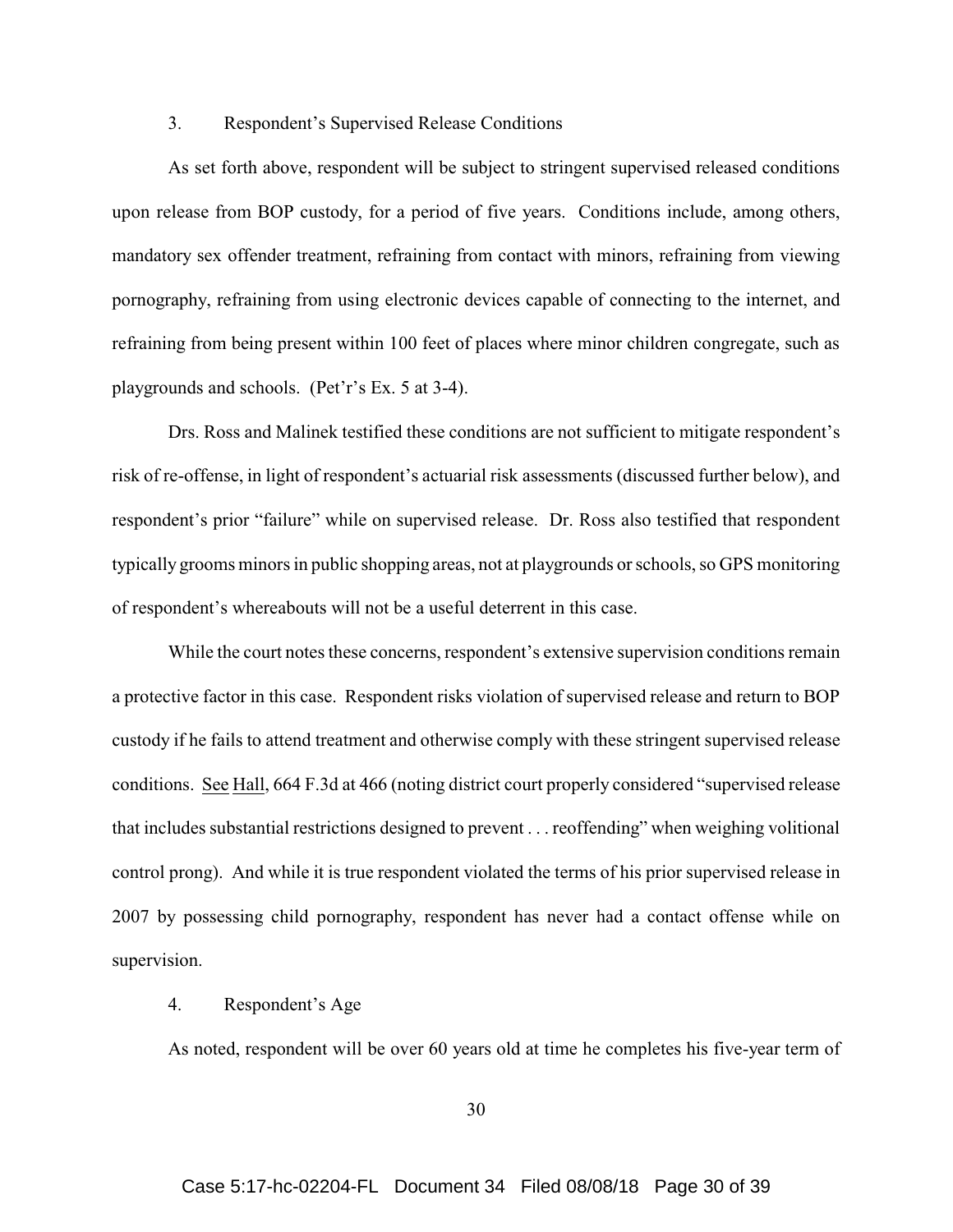### 3. Respondent's Supervised Release Conditions

As set forth above, respondent will be subject to stringent supervised released conditions upon release from BOP custody, for a period of five years. Conditions include, among others, mandatory sex offender treatment, refraining from contact with minors, refraining from viewing pornography, refraining from using electronic devices capable of connecting to the internet, and refraining from being present within 100 feet of places where minor children congregate, such as playgrounds and schools. (Pet'r's Ex. 5 at 3-4).

Drs. Ross and Malinek testified these conditions are not sufficient to mitigate respondent's risk of re-offense, in light of respondent's actuarial risk assessments (discussed further below), and respondent's prior "failure" while on supervised release. Dr. Ross also testified that respondent typically grooms minors in public shopping areas, not at playgrounds or schools, so GPS monitoring of respondent's whereabouts will not be a useful deterrent in this case.

While the court notes these concerns, respondent's extensive supervision conditions remain a protective factor in this case. Respondent risks violation of supervised release and return to BOP custody if he fails to attend treatment and otherwise comply with these stringent supervised release conditions. See Hall, 664 F.3d at 466 (noting district court properly considered "supervised release that includes substantial restrictions designed to prevent . . . reoffending" when weighing volitional control prong). And while it is true respondent violated the terms of his prior supervised release in 2007 by possessing child pornography, respondent has never had a contact offense while on supervision.

### 4. Respondent's Age

As noted, respondent will be over 60 years old at time he completes his five-year term of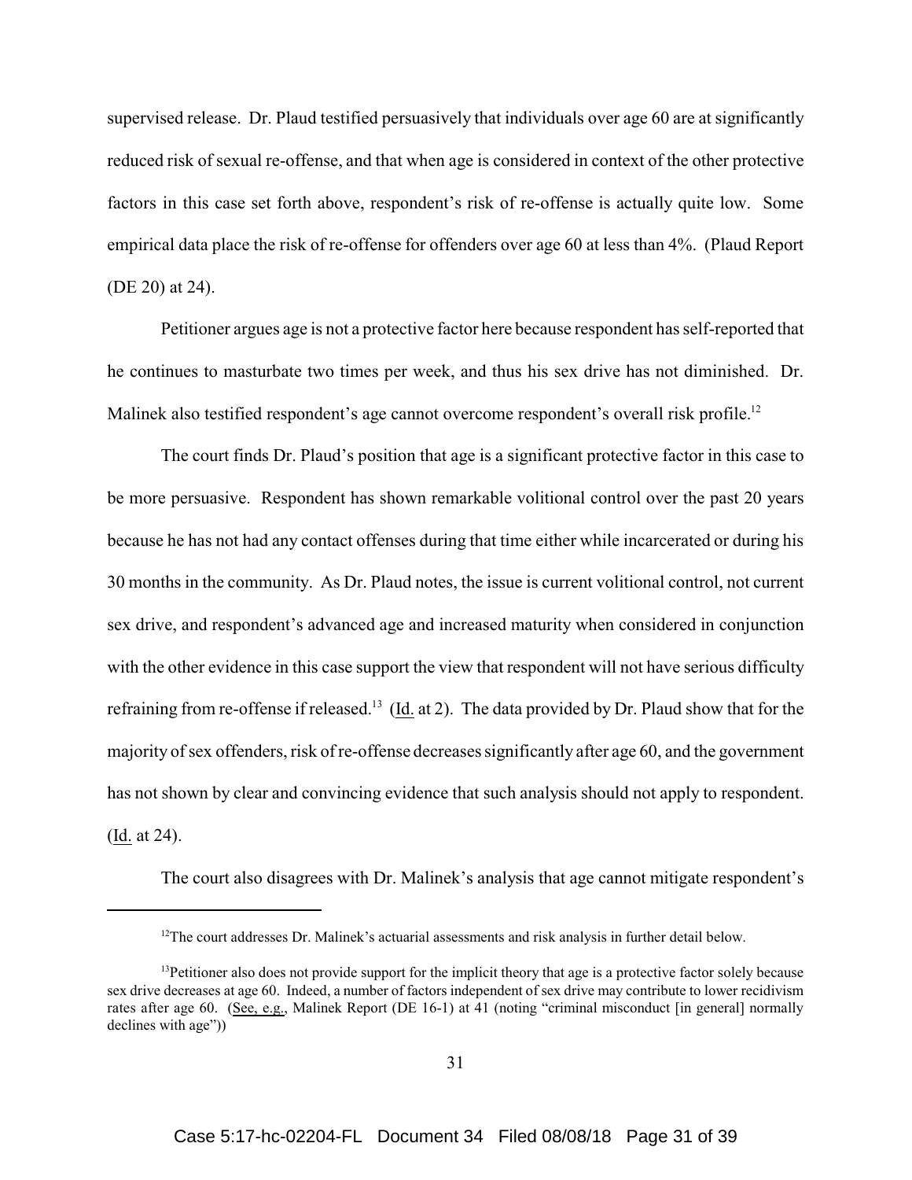supervised release. Dr. Plaud testified persuasively that individuals over age 60 are at significantly reduced risk of sexual re-offense, and that when age is considered in context of the other protective factors in this case set forth above, respondent's risk of re-offense is actually quite low. Some empirical data place the risk of re-offense for offenders over age 60 at less than 4%. (Plaud Report (DE 20) at 24).

Petitioner argues age is not a protective factor here because respondent has self-reported that he continues to masturbate two times per week, and thus his sex drive has not diminished. Dr. Malinek also testified respondent's age cannot overcome respondent's overall risk profile.[12]

The court finds Dr. Plaud's position that age is a significant protective factor in this case to be more persuasive. Respondent has shown remarkable volitional control over the past 20 years because he has not had any contact offenses during that time either while incarcerated or during his 30 months in the community. As Dr. Plaud notes, the issue is current volitional control, not current sex drive, and respondent's advanced age and increased maturity when considered in conjunction with the other evidence in this case support the view that respondent will not have serious difficulty refraining from re-offense if released.[13] (Id. at 2). The data provided by Dr. Plaud show that for the majority of sex offenders, risk of re-offense decreases significantly after age 60, and the government has not shown by clear and convincing evidence that such analysis should not apply to respondent. (Id. at 24).

The court also disagrees with Dr. Malinek's analysis that age cannot mitigate respondent's

---

[12] The court addresses Dr. Malinek's actuarial assessments and risk analysis in further detail below.

[13] Petitioner also does not provide support for the implicit theory that age is a protective factor solely because sex drive decreases at age 60. Indeed, a number of factors independent of sex drive may contribute to lower recidivism rates after age 60. (See, e.g., Malinek Report (DE 16-1) at 41 (noting "criminal misconduct [in general] normally declines with age"))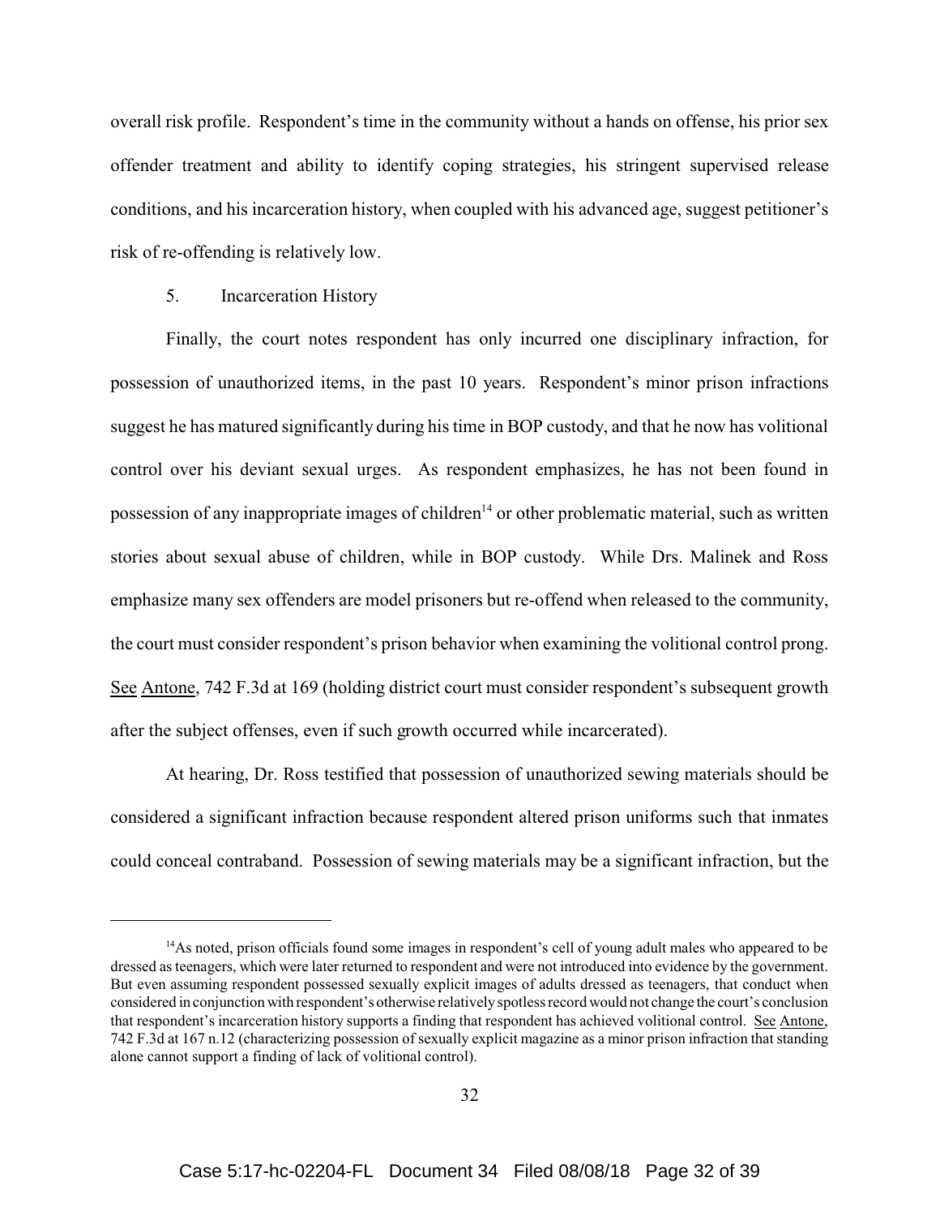overall risk profile. Respondent's time in the community without a hands on offense, his prior sex offender treatment and ability to identify coping strategies, his stringent supervised release conditions, and his incarceration history, when coupled with his advanced age, suggest petitioner's risk of re-offending is relatively low.

5. Incarceration History

Finally, the court notes respondent has only incurred one disciplinary infraction, for possession of unauthorized items, in the past 10 years. Respondent's minor prison infractions suggest he has matured significantly during his time in BOP custody, and that he now has volitional control over his deviant sexual urges. As respondent emphasizes, he has not been found in possession of any inappropriate images of children[14] or other problematic material, such as written stories about sexual abuse of children, while in BOP custody. While Drs. Malinek and Ross emphasize many sex offenders are model prisoners but re-offend when released to the community, the court must consider respondent's prison behavior when examining the volitional control prong. See Antone, 742 F.3d at 169 (holding district court must consider respondent's subsequent growth after the subject offenses, even if such growth occurred while incarcerated).

At hearing, Dr. Ross testified that possession of unauthorized sewing materials should be considered a significant infraction because respondent altered prison uniforms such that inmates could conceal contraband. Possession of sewing materials may be a significant infraction, but the

[14] As noted, prison officials found some images in respondent's cell of young adult males who appeared to be dressed as teenagers, which were later returned to respondent and were not introduced into evidence by the government. But even assuming respondent possessed sexually explicit images of adults dressed as teenagers, that conduct when considered in conjunction with respondent's otherwise relatively spotless record would not change the court's conclusion that respondent's incarceration history supports a finding that respondent has achieved volitional control. See Antone, 742 F.3d at 167 n.12 (characterizing possession of sexually explicit magazine as a minor prison infraction that standing alone cannot support a finding of lack of volitional control).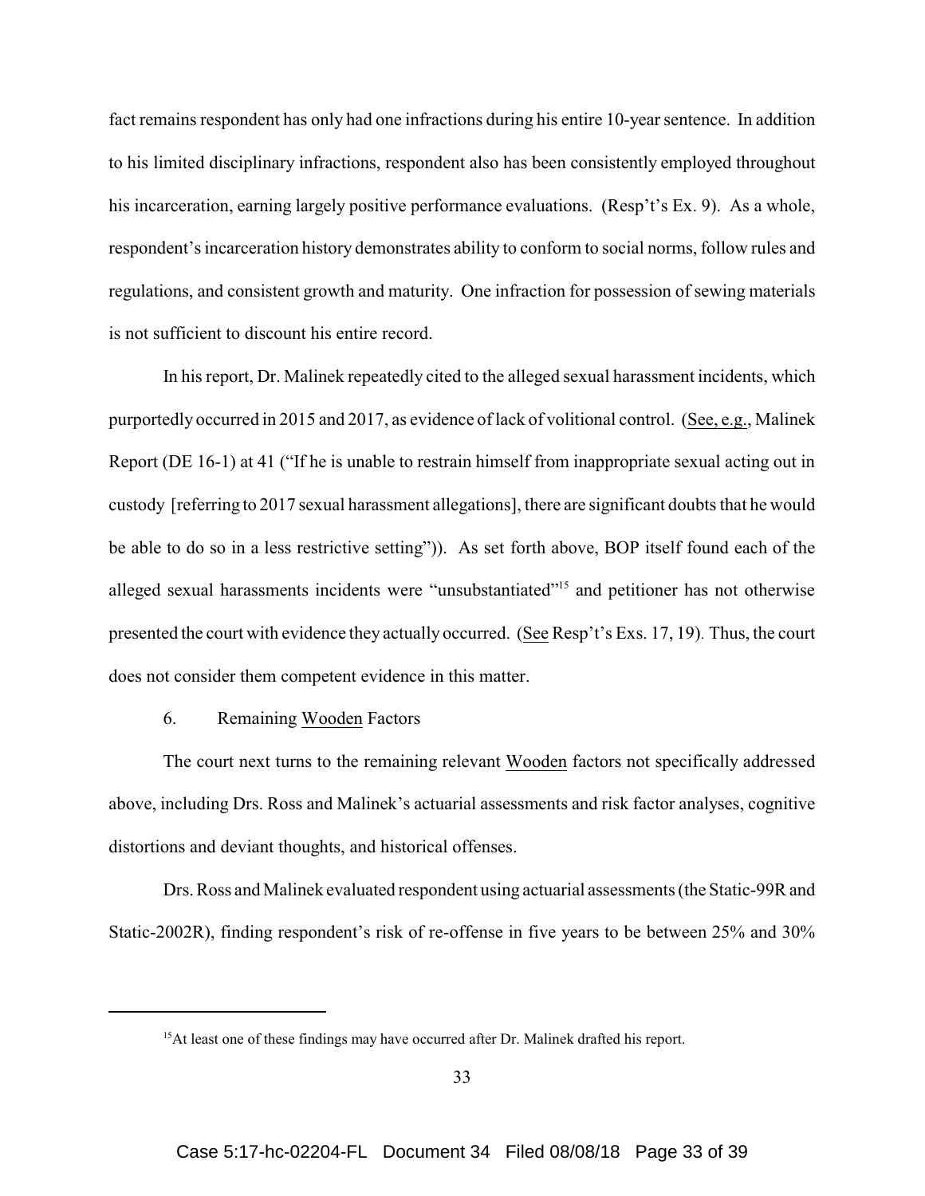fact remains respondent has only had one infractions during his entire 10-year sentence. In addition to his limited disciplinary infractions, respondent also has been consistently employed throughout his incarceration, earning largely positive performance evaluations. (Resp't's Ex. 9). As a whole, respondent's incarceration history demonstrates ability to conform to social norms, follow rules and regulations, and consistent growth and maturity. One infraction for possession of sewing materials is not sufficient to discount his entire record.

In his report, Dr. Malinek repeatedly cited to the alleged sexual harassment incidents, which purportedly occurred in 2015 and 2017, as evidence of lack of volitional control. (See, e.g., Malinek Report (DE 16-1) at 41 ("If he is unable to restrain himself from inappropriate sexual acting out in custody [referring to 2017 sexual harassment allegations], there are significant doubts that he would be able to do so in a less restrictive setting")). As set forth above, BOP itself found each of the alleged sexual harassments incidents were "unsubstantiated"[15] and petitioner has not otherwise presented the court with evidence they actually occurred. (See Resp't's Exs. 17, 19). Thus, the court does not consider them competent evidence in this matter.

6. Remaining Wooden Factors

The court next turns to the remaining relevant Wooden factors not specifically addressed above, including Drs. Ross and Malinek's actuarial assessments and risk factor analyses, cognitive distortions and deviant thoughts, and historical offenses.

Drs. Ross and Malinek evaluated respondent using actuarial assessments (the Static-99R and Static-2002R), finding respondent's risk of re-offense in five years to be between 25% and 30%

[15] At least one of these findings may have occurred after Dr. Malinek drafted his report.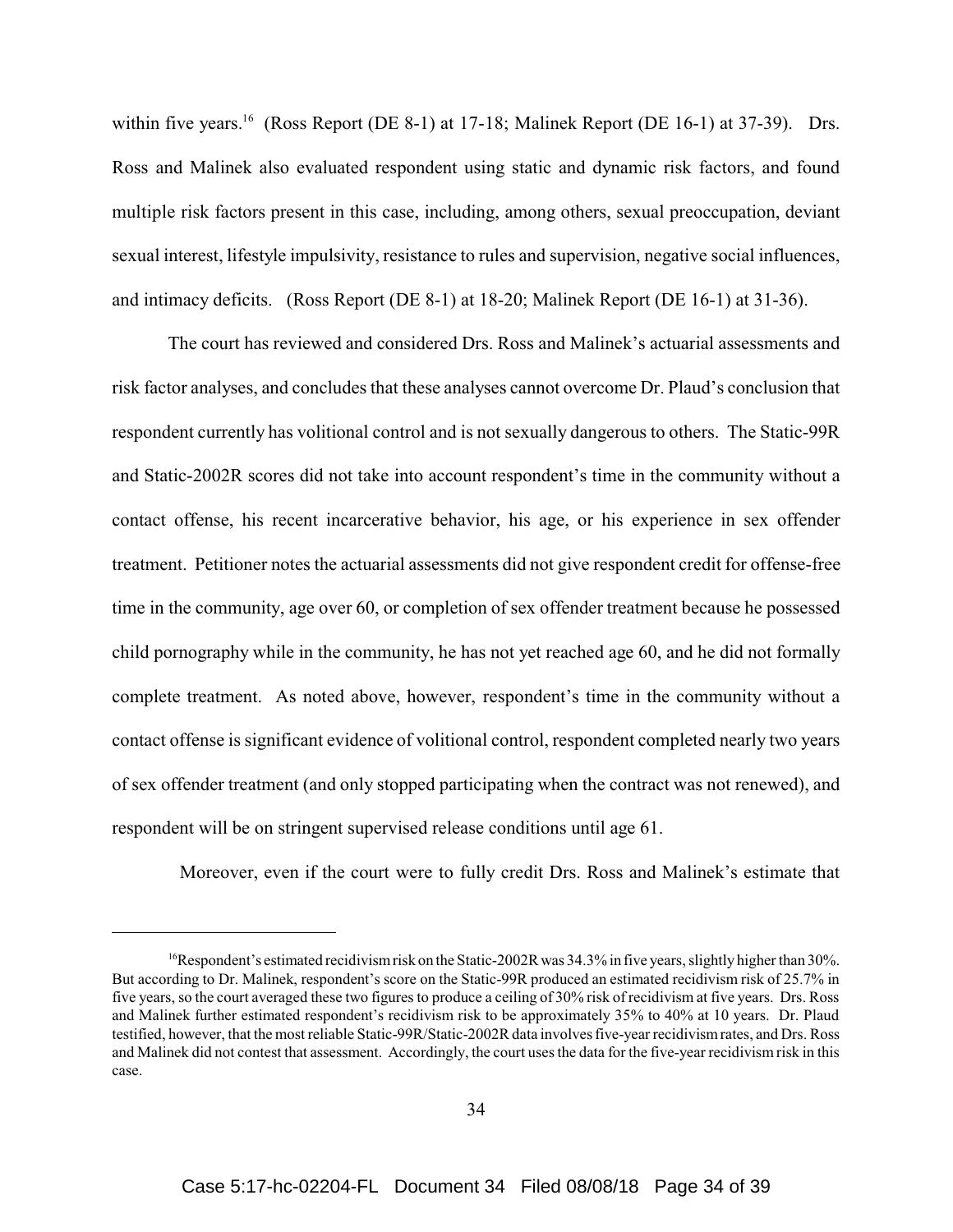within five years.[16] (Ross Report (DE 8-1) at 17-18; Malinek Report (DE 16-1) at 37-39). Drs. Ross and Malinek also evaluated respondent using static and dynamic risk factors, and found multiple risk factors present in this case, including, among others, sexual preoccupation, deviant sexual interest, lifestyle impulsivity, resistance to rules and supervision, negative social influences, and intimacy deficits. (Ross Report (DE 8-1) at 18-20; Malinek Report (DE 16-1) at 31-36).

The court has reviewed and considered Drs. Ross and Malinek's actuarial assessments and risk factor analyses, and concludes that these analyses cannot overcome Dr. Plaud's conclusion that respondent currently has volitional control and is not sexually dangerous to others. The Static-99R and Static-2002R scores did not take into account respondent's time in the community without a contact offense, his recent incarcerative behavior, his age, or his experience in sex offender treatment. Petitioner notes the actuarial assessments did not give respondent credit for offense-free time in the community, age over 60, or completion of sex offender treatment because he possessed child pornography while in the community, he has not yet reached age 60, and he did not formally complete treatment. As noted above, however, respondent's time in the community without a contact offense is significant evidence of volitional control, respondent completed nearly two years of sex offender treatment (and only stopped participating when the contract was not renewed), and respondent will be on stringent supervised release conditions until age 61.

Moreover, even if the court were to fully credit Drs. Ross and Malinek's estimate that

---

[16] Respondent's estimated recidivism risk on the Static-2002R was 34.3% in five years, slightly higher than 30%. But according to Dr. Malinek, respondent's score on the Static-99R produced an estimated recidivism risk of 25.7% in five years, so the court averaged these two figures to produce a ceiling of 30% risk of recidivism at five years. Drs. Ross and Malinek further estimated respondent's recidivism risk to be approximately 35% to 40% at 10 years. Dr. Plaud testified, however, that the most reliable Static-99R/Static-2002R data involves five-year recidivism rates, and Drs. Ross and Malinek did not contest that assessment. Accordingly, the court uses the data for the five-year recidivism risk in this case.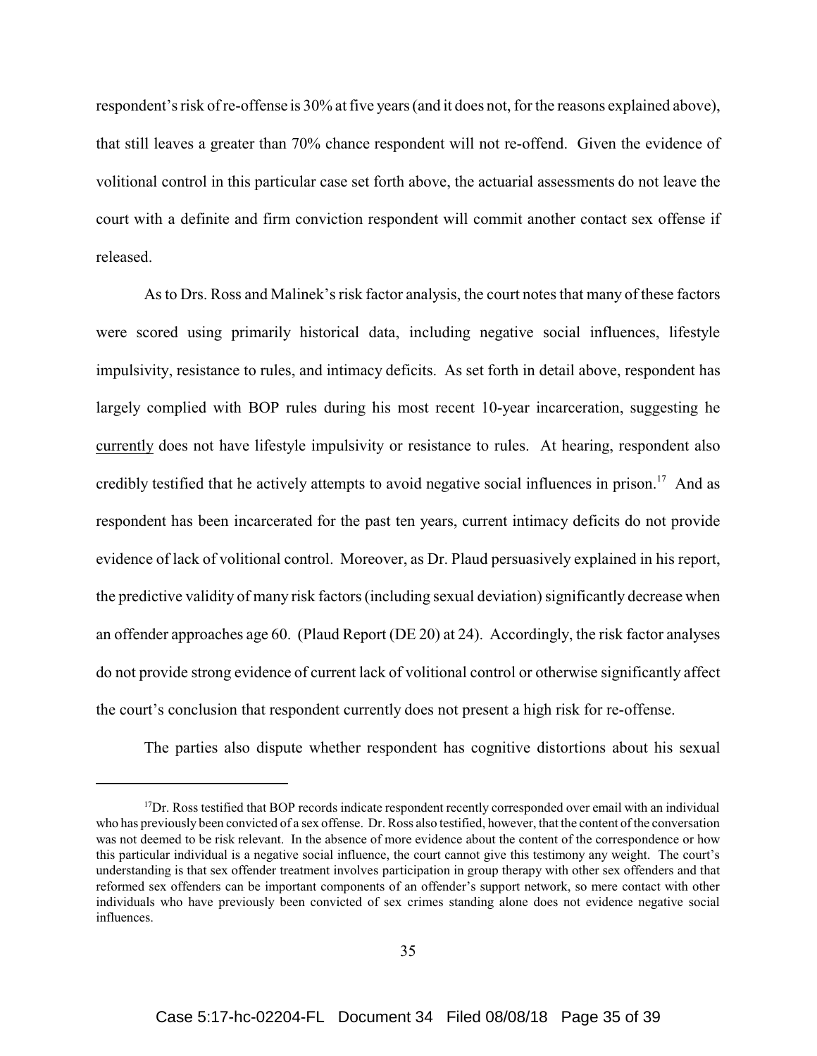respondent's risk of re-offense is 30% at five years (and it does not, for the reasons explained above), that still leaves a greater than 70% chance respondent will not re-offend. Given the evidence of volitional control in this particular case set forth above, the actuarial assessments do not leave the court with a definite and firm conviction respondent will commit another contact sex offense if released.

As to Drs. Ross and Malinek's risk factor analysis, the court notes that many of these factors were scored using primarily historical data, including negative social influences, lifestyle impulsivity, resistance to rules, and intimacy deficits. As set forth in detail above, respondent has largely complied with BOP rules during his most recent 10-year incarceration, suggesting he currently does not have lifestyle impulsivity or resistance to rules. At hearing, respondent also credibly testified that he actively attempts to avoid negative social influences in prison.[17] And as respondent has been incarcerated for the past ten years, current intimacy deficits do not provide evidence of lack of volitional control. Moreover, as Dr. Plaud persuasively explained in his report, the predictive validity of many risk factors (including sexual deviation) significantly decrease when an offender approaches age 60. (Plaud Report (DE 20) at 24). Accordingly, the risk factor analyses do not provide strong evidence of current lack of volitional control or otherwise significantly affect the court's conclusion that respondent currently does not present a high risk for re-offense.

The parties also dispute whether respondent has cognitive distortions about his sexual

---

[17] Dr. Ross testified that BOP records indicate respondent recently corresponded over email with an individual who has previously been convicted of a sex offense. Dr. Ross also testified, however, that the content of the conversation was not deemed to be risk relevant. In the absence of more evidence about the content of the correspondence or how this particular individual is a negative social influence, the court cannot give this testimony any weight. The court's understanding is that sex offender treatment involves participation in group therapy with other sex offenders and that reformed sex offenders can be important components of an offender's support network, so mere contact with other individuals who have previously been convicted of sex crimes standing alone does not evidence negative social influences.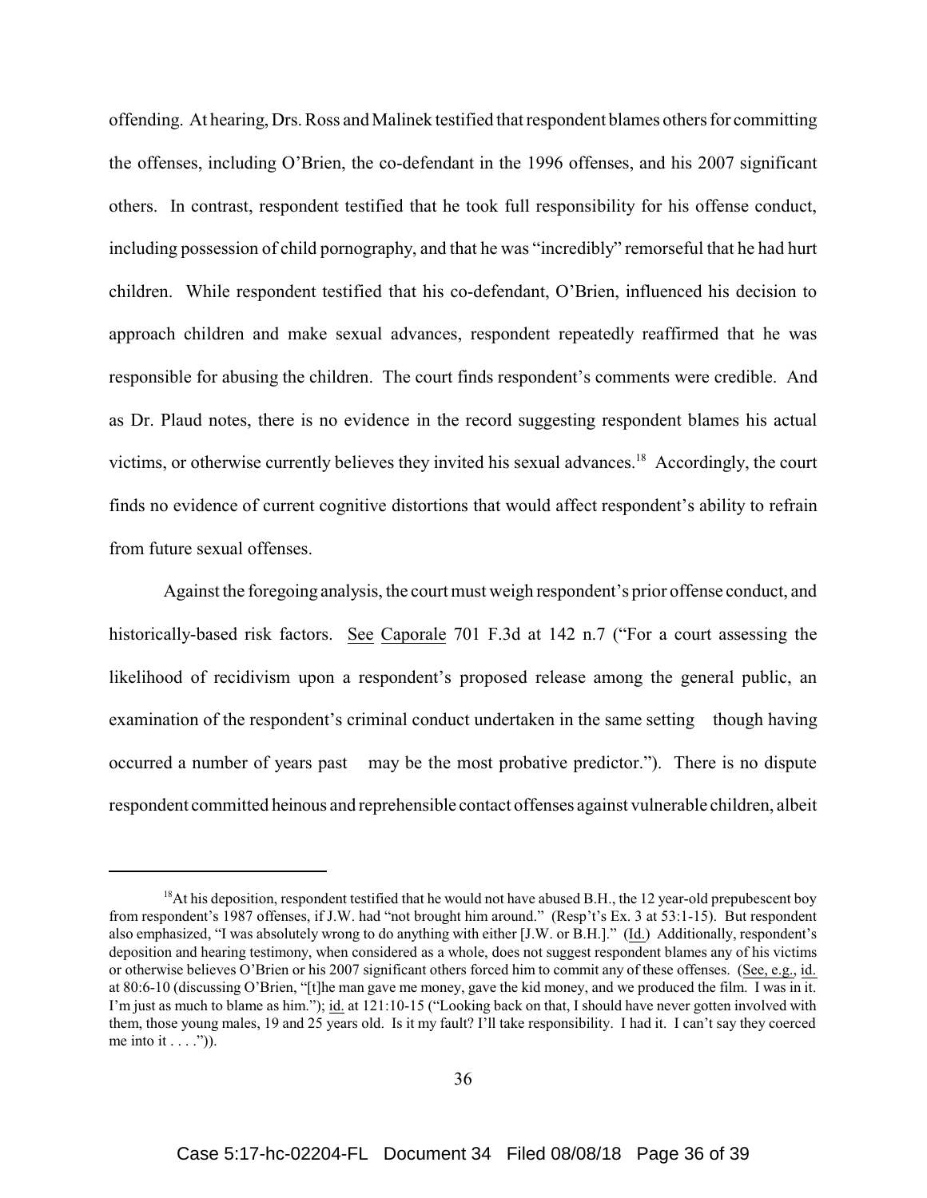offending. At hearing, Drs. Ross and Malinek testified that respondent blames others for committing the offenses, including O'Brien, the co-defendant in the 1996 offenses, and his 2007 significant others. In contrast, respondent testified that he took full responsibility for his offense conduct, including possession of child pornography, and that he was "incredibly" remorseful that he had hurt children. While respondent testified that his co-defendant, O'Brien, influenced his decision to approach children and make sexual advances, respondent repeatedly reaffirmed that he was responsible for abusing the children. The court finds respondent's comments were credible. And as Dr. Plaud notes, there is no evidence in the record suggesting respondent blames his actual victims, or otherwise currently believes they invited his sexual advances.[18] Accordingly, the court finds no evidence of current cognitive distortions that would affect respondent's ability to refrain from future sexual offenses.

Against the foregoing analysis, the court must weigh respondent's prior offense conduct, and historically-based risk factors. See Caporale 701 F.3d at 142 n.7 ("For a court assessing the likelihood of recidivism upon a respondent's proposed release among the general public, an examination of the respondent's criminal conduct undertaken in the same setting — though having occurred a number of years past — may be the most probative predictor."). There is no dispute respondent committed heinous and reprehensible contact offenses against vulnerable children, albeit

---

[18] At his deposition, respondent testified that he would not have abused B.H., the 12 year-old prepubescent boy from respondent's 1987 offenses, if J.W. had "not brought him around." (Resp't's Ex. 3 at 53:1-15). But respondent also emphasized, "I was absolutely wrong to do anything with either [J.W. or B.H.]." (Id.) Additionally, respondent's deposition and hearing testimony, when considered as a whole, does not suggest respondent blames any of his victims or otherwise believes O'Brien or his 2007 significant others forced him to commit any of these offenses. (See, e.g., id. at 80:6-10 (discussing O'Brien, "[t]he man gave me money, gave the kid money, and we produced the film. I was in it. I'm just as much to blame as him."); id. at 121:10-15 ("Looking back on that, I should have never gotten involved with them, those young males, 19 and 25 years old. Is it my fault? I'll take responsibility. I had it. I can't say they coerced me into it . . . .")).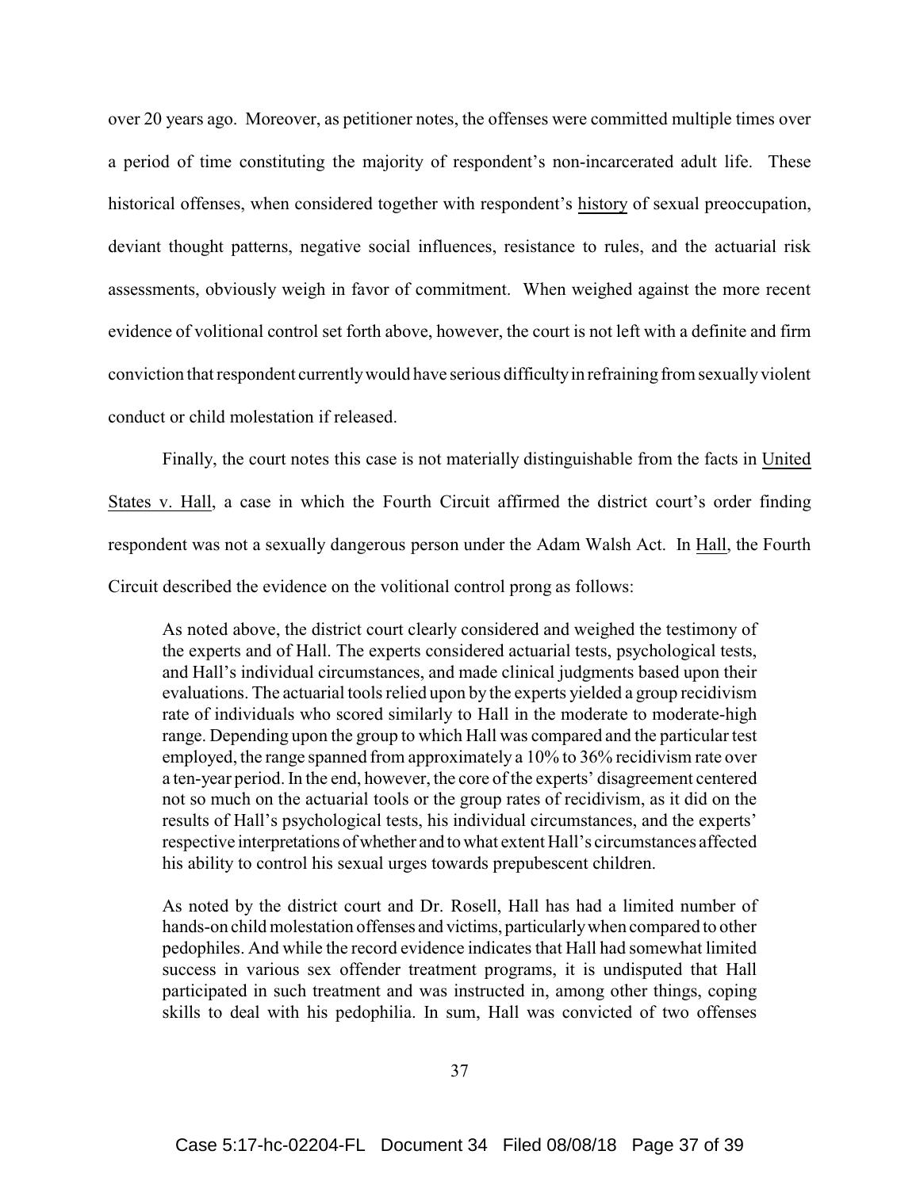over 20 years ago. Moreover, as petitioner notes, the offenses were committed multiple times over a period of time constituting the majority of respondent's non-incarcerated adult life. These historical offenses, when considered together with respondent's history of sexual preoccupation, deviant thought patterns, negative social influences, resistance to rules, and the actuarial risk assessments, obviously weigh in favor of commitment. When weighed against the more recent evidence of volitional control set forth above, however, the court is not left with a definite and firm conviction that respondent currently would have serious difficulty in refraining from sexually violent conduct or child molestation if released.

Finally, the court notes this case is not materially distinguishable from the facts in United States v. Hall, a case in which the Fourth Circuit affirmed the district court's order finding respondent was not a sexually dangerous person under the Adam Walsh Act. In Hall, the Fourth Circuit described the evidence on the volitional control prong as follows:

> As noted above, the district court clearly considered and weighed the testimony of the experts and of Hall. The experts considered actuarial tests, psychological tests, and Hall's individual circumstances, and made clinical judgments based upon their evaluations. The actuarial tools relied upon by the experts yielded a group recidivism rate of individuals who scored similarly to Hall in the moderate to moderate-high range. Depending upon the group to which Hall was compared and the particular test employed, the range spanned from approximately a 10% to 36% recidivism rate over a ten-year period. In the end, however, the core of the experts' disagreement centered not so much on the actuarial tools or the group rates of recidivism, as it did on the results of Hall's psychological tests, his individual circumstances, and the experts' respective interpretations of whether and to what extent Hall's circumstances affected his ability to control his sexual urges towards prepubescent children.
>
> As noted by the district court and Dr. Rosell, Hall has had a limited number of hands-on child molestation offenses and victims, particularly when compared to other pedophiles. And while the record evidence indicates that Hall had somewhat limited success in various sex offender treatment programs, it is undisputed that Hall participated in such treatment and was instructed in, among other things, coping skills to deal with his pedophilia. In sum, Hall was convicted of two offenses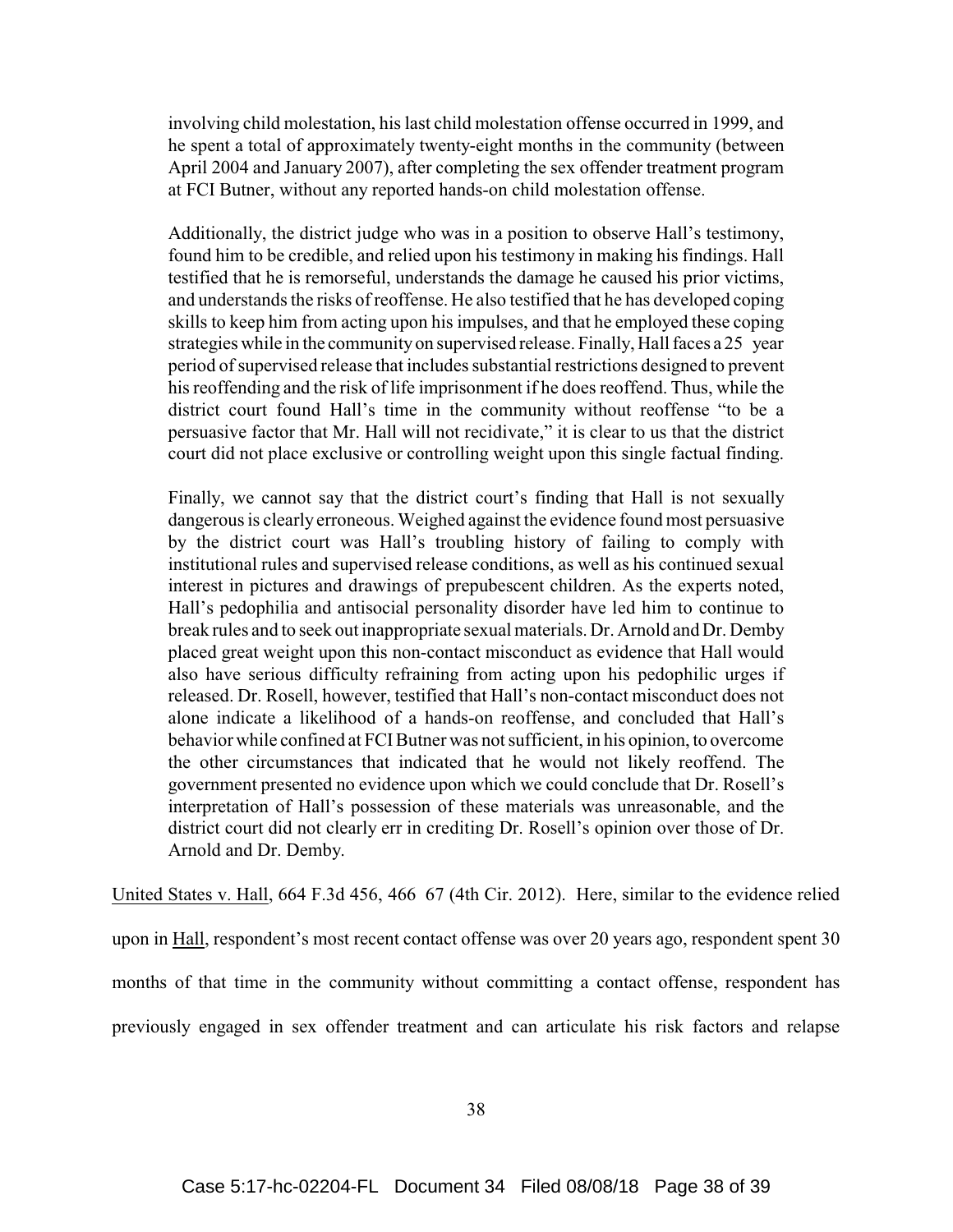> involving child molestation, his last child molestation offense occurred in 1999, and he spent a total of approximately twenty-eight months in the community (between April 2004 and January 2007), after completing the sex offender treatment program at FCI Butner, without any reported hands-on child molestation offense.
>
> Additionally, the district judge who was in a position to observe Hall's testimony, found him to be credible, and relied upon his testimony in making his findings. Hall testified that he is remorseful, understands the damage he caused his prior victims, and understands the risks of reoffense. He also testified that he has developed coping skills to keep him from acting upon his impulses, and that he employed these coping strategies while in the community on supervised release. Finally, Hall faces a 25 year period of supervised release that includes substantial restrictions designed to prevent his reoffending and the risk of life imprisonment if he does reoffend. Thus, while the district court found Hall's time in the community without reoffense "to be a persuasive factor that Mr. Hall will not recidivate," it is clear to us that the district court did not place exclusive or controlling weight upon this single factual finding.
>
> Finally, we cannot say that the district court's finding that Hall is not sexually dangerous is clearly erroneous. Weighed against the evidence found most persuasive by the district court was Hall's troubling history of failing to comply with institutional rules and supervised release conditions, as well as his continued sexual interest in pictures and drawings of prepubescent children. As the experts noted, Hall's pedophilia and antisocial personality disorder have led him to continue to break rules and to seek out inappropriate sexual materials. Dr. Arnold and Dr. Demby placed great weight upon this non-contact misconduct as evidence that Hall would also have serious difficulty refraining from acting upon his pedophilic urges if released. Dr. Rosell, however, testified that Hall's non-contact misconduct does not alone indicate a likelihood of a hands-on reoffense, and concluded that Hall's behavior while confined at FCI Butner was not sufficient, in his opinion, to overcome the other circumstances that indicated that he would not likely reoffend. The government presented no evidence upon which we could conclude that Dr. Rosell's interpretation of Hall's possession of these materials was unreasonable, and the district court did not clearly err in crediting Dr. Rosell's opinion over those of Dr. Arnold and Dr. Demby.

United States v. Hall, 664 F.3d 456, 466 67 (4th Cir. 2012). Here, similar to the evidence relied upon in Hall, respondent's most recent contact offense was over 20 years ago, respondent spent 30 months of that time in the community without committing a contact offense, respondent has previously engaged in sex offender treatment and can articulate his risk factors and relapse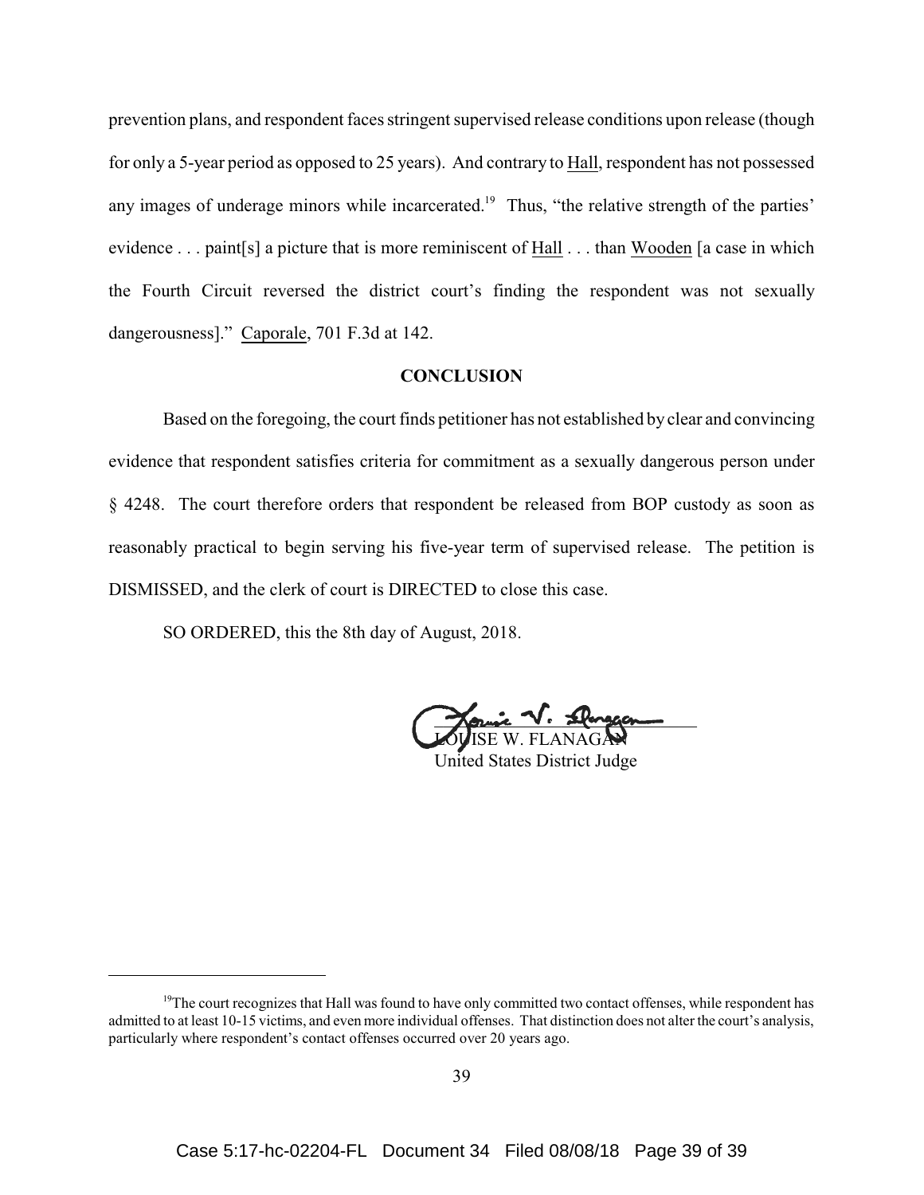prevention plans, and respondent faces stringent supervised release conditions upon release (though for only a 5-year period as opposed to 25 years). And contrary to Hall, respondent has not possessed any images of underage minors while incarcerated.[19] Thus, "the relative strength of the parties' evidence . . . paint[s] a picture that is more reminiscent of Hall . . . than Wooden [a case in which the Fourth Circuit reversed the district court's finding the respondent was not sexually dangerousness]." Caporale, 701 F.3d at 142.

**CONCLUSION**

Based on the foregoing, the court finds petitioner has not established by clear and convincing evidence that respondent satisfies criteria for commitment as a sexually dangerous person under § 4248. The court therefore orders that respondent be released from BOP custody as soon as reasonably practical to begin serving his five-year term of supervised release. The petition is DISMISSED, and the clerk of court is DIRECTED to close this case.

SO ORDERED, this the 8th day of August, 2018.

LOUISE W. FLANAGAN
United States District Judge

---

[19] The court recognizes that Hall was found to have only committed two contact offenses, while respondent has admitted to at least 10-15 victims, and even more individual offenses. That distinction does not alter the court's analysis, particularly where respondent's contact offenses occurred over 20 years ago.